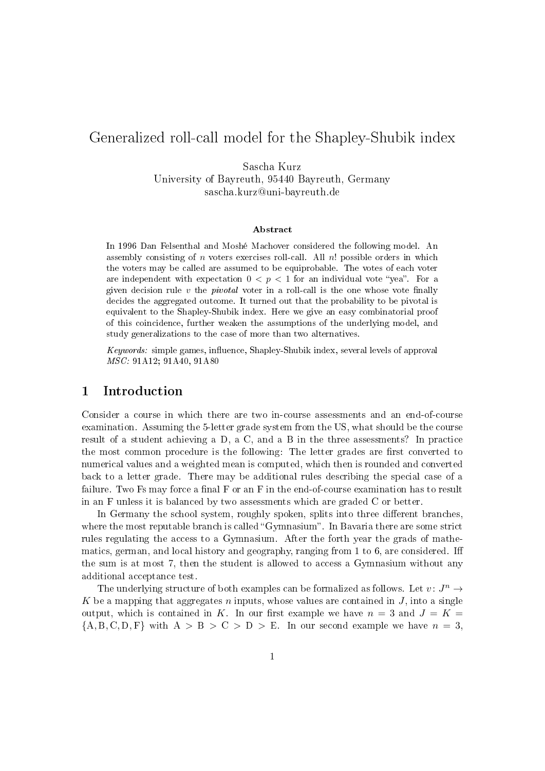# Generalized roll-call model for the Shapley-Shubik index

Sascha Kurz
University of Bayreuth, 95440 Bayreuth, Germany
sascha.kurz@uni-bayreuth.de

### Abstract

In 1996 Dan Felsenthal and Moshé Machover considered the following model. An assembly consisting of $n$ voters exercises roll-call. All $n!$ possible orders in which the voters may be called are assumed to be equiprobable. The votes of each voter are independent with expectation $0 < p < 1$ for an individual vote "yea". For a given decision rule $v$ the *pivotal* voter in a roll-call is the one whose vote finally decides the aggregated outcome. It turned out that the probability to be pivotal is equivalent to the Shapley-Shubik index. Here we give an easy combinatorial proof of this coincidence, further weaken the assumptions of the underlying model, and study generalizations to the case of more than two alternatives.

*Keywords:* simple games, influence, Shapley-Shubik index, several levels of approval
*MSC:* 91A12; 91A40, 91A80

## 1 Introduction

Consider a course in which there are two in-course assessments and an end-of-course examination. Assuming the 5-letter grade system from the US, what should be the course result of a student achieving a D, a C, and a B in the three assessments? In practice the most common procedure is the following: The letter grades are first converted to numerical values and a weighted mean is computed, which then is rounded and converted back to a letter grade. There may be additional rules describing the special case of a failure. Two Fs may force a final F or an F in the end-of-course examination has to result in an F unless it is balanced by two assessments which are graded C or better.

In Germany the school system, roughly spoken, splits into three different branches, where the most reputable branch is called "Gymnasium". In Bavaria there are some strict rules regulating the access to a Gymnasium. After the forth year the grads of mathematics, german, and local history and geography, ranging from 1 to 6, are considered. Iff the sum is at most 7, then the student is allowed to access a Gymnasium without any additional acceptance test.

The underlying structure of both examples can be formalized as follows. Let $v\colon J^n \to K$ be a mapping that aggregates $n$ inputs, whose values are contained in $J$, into a single output, which is contained in $K$. In our first example we have $n = 3$ and $J = K = \{\mathrm{A}, \mathrm{B}, \mathrm{C}, \mathrm{D}, \mathrm{F}\}$ with $\mathrm{A} > \mathrm{B} > \mathrm{C} > \mathrm{D} > \mathrm{E}$. In our second example we have $n = 3$,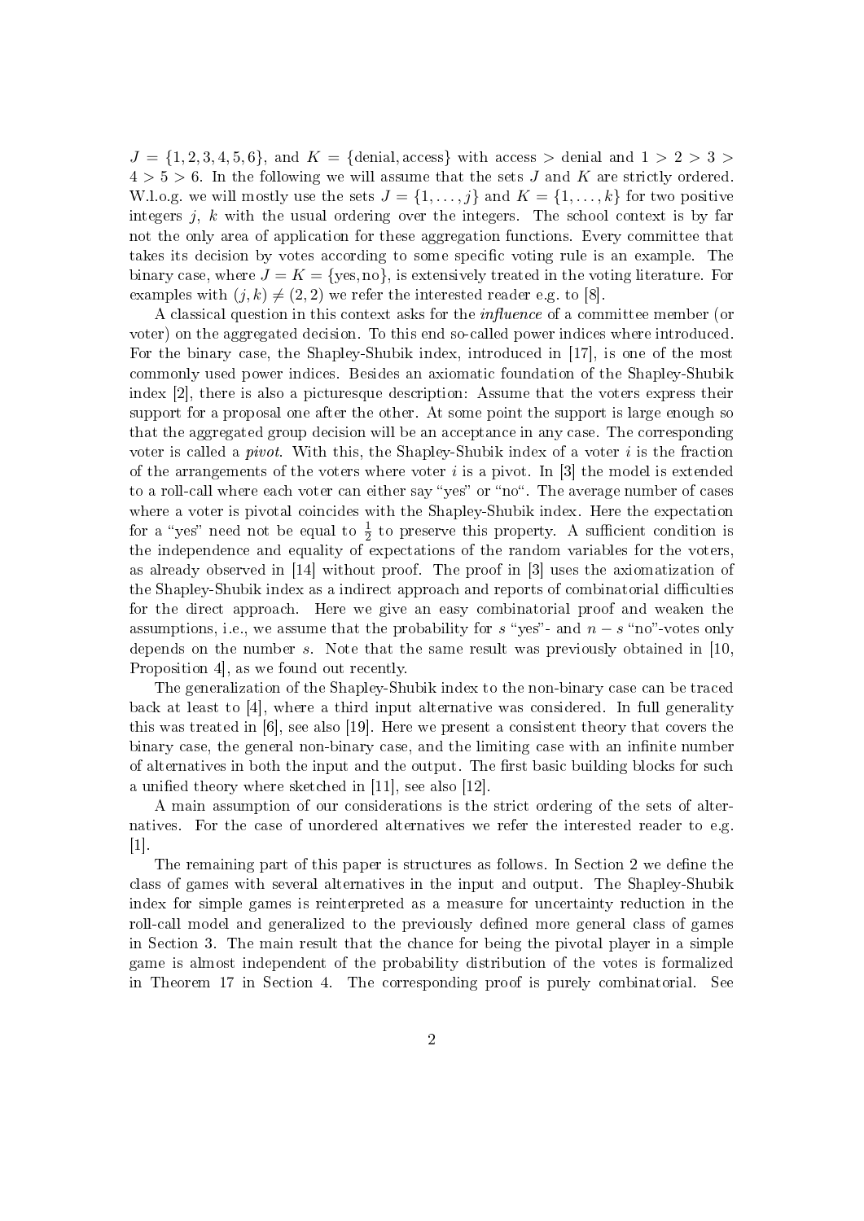$J = \{1,2,3,4,5,6\}$, and $K = \{\text{denial}, \text{access}\}$ with access $>$ denial and $1 > 2 > 3 > 4 > 5 > 6$. In the following we will assume that the sets $J$ and $K$ are strictly ordered. W.l.o.g. we will mostly use the sets $J = \{1,\dots,j\}$ and $K = \{1,\dots,k\}$ for two positive integers $j$, $k$ with the usual ordering over the integers. The school context is by far not the only area of application for these aggregation functions. Every committee that takes its decision by votes according to some specific voting rule is an example. The binary case, where $J = K = \{\text{yes}, \text{no}\}$, is extensively treated in the voting literature. For examples with $(j,k) \neq (2,2)$ we refer the interested reader e.g. to [8].

A classical question in this context asks for the *influence* of a committee member (or voter) on the aggregated decision. To this end so-called power indices where introduced. For the binary case, the Shapley-Shubik index, introduced in [17], is one of the most commonly used power indices. Besides an axiomatic foundation of the Shapley-Shubik index [2], there is also a picturesque description: Assume that the voters express their support for a proposal one after the other. At some point the support is large enough so that the aggregated group decision will be an acceptance in any case. The corresponding voter is called a *pivot*. With this, the Shapley-Shubik index of a voter $i$ is the fraction of the arrangements of the voters where voter $i$ is a pivot. In [3] the model is extended to a roll-call where each voter can either say "yes" or "no". The average number of cases where a voter is pivotal coincides with the Shapley-Shubik index. Here the expectation for a "yes" need not be equal to $\frac{1}{2}$ to preserve this property. A sufficient condition is the independence and equality of expectations of the random variables for the voters, as already observed in [14] without proof. The proof in [3] uses the axiomatization of the Shapley-Shubik index as a indirect approach and reports of combinatorial difficulties for the direct approach. Here we give an easy combinatorial proof and weaken the assumptions, i.e., we assume that the probability for $s$ "yes"- and $n-s$ "no"-votes only depends on the number $s$. Note that the same result was previously obtained in [10, Proposition 4], as we found out recently.

The generalization of the Shapley-Shubik index to the non-binary case can be traced back at least to [4], where a third input alternative was considered. In full generality this was treated in [6], see also [19]. Here we present a consistent theory that covers the binary case, the general non-binary case, and the limiting case with an infinite number of alternatives in both the input and the output. The first basic building blocks for such a unified theory where sketched in [11], see also [12].

A main assumption of our considerations is the strict ordering of the sets of alternatives. For the case of unordered alternatives we refer the interested reader to e.g. [1].

The remaining part of this paper is structures as follows. In Section 2 we define the class of games with several alternatives in the input and output. The Shapley-Shubik index for simple games is reinterpreted as a measure for uncertainty reduction in the roll-call model and generalized to the previously defined more general class of games in Section 3. The main result that the chance for being the pivotal player in a simple game is almost independent of the probability distribution of the votes is formalized in Theorem 17 in Section 4. The corresponding proof is purely combinatorial. See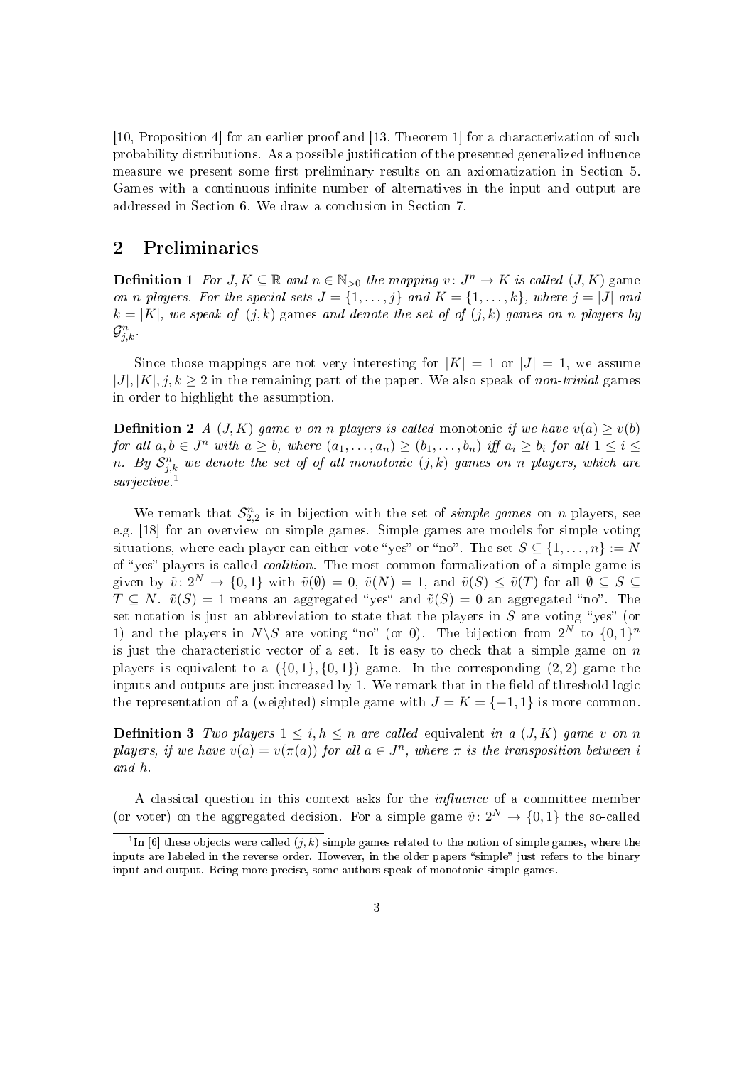[10, Proposition 4] for an earlier proof and [13, Theorem 1] for a characterization of such probability distributions. As a possible justification of the presented generalized influence measure we present some first preliminary results on an axiomatization in Section 5. Games with a continuous infinite number of alternatives in the input and output are addressed in Section 6. We draw a conclusion in Section 7.

## 2 Preliminaries

**Definition 1** *For $J, K \subseteq \mathbb{R}$ and $n \in \mathbb{N}_{>0}$ the mapping $v \colon J^n \to K$ is called $(J, K)$* game *on $n$ players. For the special sets $J = \{1, \ldots, j\}$ and $K = \{1, \ldots, k\}$, where $j = |J|$ and $k = |K|$, we speak of $(j, k)$* games *and denote the set of of $(j, k)$ games on $n$ players by $\mathcal{G}_{j,k}^n$.*

Since those mappings are not very interesting for $|K| = 1$ or $|J| = 1$, we assume $|J|, |K|, j, k \geq 2$ in the remaining part of the paper. We also speak of *non-trivial* games in order to highlight the assumption.

**Definition 2** *A $(J, K)$ game $v$ on $n$ players is called* monotonic *if we have $v(a) \geq v(b)$ for all $a, b \in J^n$ with $a \geq b$, where $(a_1, \ldots, a_n) \geq (b_1, \ldots, b_n)$ iff $a_i \geq b_i$ for all $1 \leq i \leq n$. By $\mathcal{S}_{j,k}^n$ we denote the set of of all monotonic $(j, k)$ games on $n$ players, which are surjective.*[1]

We remark that $\mathcal{S}_{2,2}^n$ is in bijection with the set of *simple games* on $n$ players, see e.g. [18] for an overview on simple games. Simple games are models for simple voting situations, where each player can either vote "yes" or "no". The set $S \subseteq \{1, \ldots, n\} := N$ of "yes"-players is called *coalition*. The most common formalization of a simple game is given by $\tilde{v} \colon 2^N \to \{0, 1\}$ with $\tilde{v}(\emptyset) = 0$, $\tilde{v}(N) = 1$, and $\tilde{v}(S) \leq \tilde{v}(T)$ for all $\emptyset \subseteq S \subseteq T \subseteq N$. $\tilde{v}(S) = 1$ means an aggregated "yes" and $\tilde{v}(S) = 0$ an aggregated "no". The set notation is just an abbreviation to state that the players in $S$ are voting "yes" (or 1) and the players in $N \backslash S$ are voting "no" (or 0). The bijection from $2^N$ to $\{0, 1\}^n$ is just the characteristic vector of a set. It is easy to check that a simple game on $n$ players is equivalent to a $(\{0, 1\}, \{0, 1\})$ game. In the corresponding $(2, 2)$ game the inputs and outputs are just increased by 1. We remark that in the field of threshold logic the representation of a (weighted) simple game with $J = K = \{-1, 1\}$ is more common.

**Definition 3** *Two players $1 \leq i, h \leq n$ are called* equivalent *in a $(J, K)$ game $v$ on $n$ players, if we have $v(a) = v(\pi(a))$ for all $a \in J^n$, where $\pi$ is the transposition between $i$ and $h$.*

A classical question in this context asks for the *influence* of a committee member (or voter) on the aggregated decision. For a simple game $\tilde{v} \colon 2^N \to \{0, 1\}$ the so-called

[1] In [6] these objects were called $(j, k)$ simple games related to the notion of simple games, where the inputs are labeled in the reverse order. However, in the older papers "simple" just refers to the binary input and output. Being more precise, some authors speak of monotonic simple games.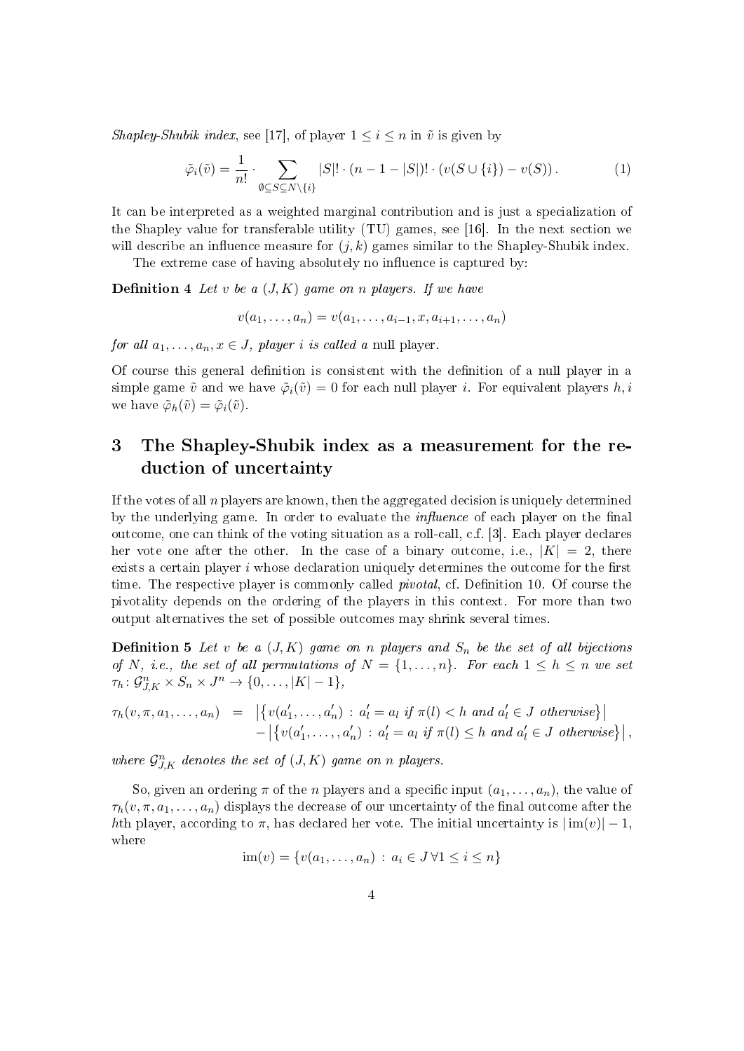*Shapley-Shubik index*, see [17], of player $1 \le i \le n$ in $\tilde{v}$ is given by

$$\tilde{\varphi}_i(\tilde{v}) = \frac{1}{n!} \cdot \sum_{\emptyset \subseteq S \subseteq N \setminus \{i\}} |S|! \cdot (n-1-|S|)! \cdot (v(S \cup \{i\}) - v(S)). \tag{1}$$

It can be interpreted as a weighted marginal contribution and is just a specialization of the Shapley value for transferable utility (TU) games, see [16]. In the next section we will describe an influence measure for $(j,k)$ games similar to the Shapley-Shubik index.

The extreme case of having absolutely no influence is captured by:

**Definition 4** *Let $v$ be a $(J,K)$ game on $n$ players. If we have*

$$v(a_1,\dots,a_n) = v(a_1,\dots,a_{i-1},x,a_{i+1},\dots,a_n)$$

*for all $a_1,\dots,a_n,x \in J$, player $i$ is called a* null player.

Of course this general definition is consistent with the definition of a null player in a simple game $\tilde{v}$ and we have $\tilde{\varphi}_i(\tilde{v}) = 0$ for each null player $i$. For equivalent players $h,i$ we have $\tilde{\varphi}_h(\tilde{v}) = \tilde{\varphi}_i(\tilde{v})$.

## 3 The Shapley-Shubik index as a measurement for the reduction of uncertainty

If the votes of all $n$ players are known, then the aggregated decision is uniquely determined by the underlying game. In order to evaluate the *influence* of each player on the final outcome, one can think of the voting situation as a roll-call, c.f. [3]. Each player declares her vote one after the other. In the case of a binary outcome, i.e., $|K| = 2$, there exists a certain player $i$ whose declaration uniquely determines the outcome for the first time. The respective player is commonly called *pivotal*, cf. Definition 10. Of course the pivotality depends on the ordering of the players in this context. For more than two output alternatives the set of possible outcomes may shrink several times.

**Definition 5** *Let $v$ be a $(J,K)$ game on $n$ players and $S_n$ be the set of all bijections of $N$, i.e., the set of all permutations of $N = \{1,\dots,n\}$. For each $1 \le h \le n$ we set $\tau_h \colon \mathcal{G}^n_{J,K} \times S_n \times J^n \to \{0,\dots,|K|-1\}$,*

$$\begin{aligned}\tau_h(v,\pi,a_1,\dots,a_n) \;=\;& \left|\left\{v(a'_1,\dots,a'_n) \,:\, a'_l = a_l \text{ if } \pi(l) < h \text{ and } a'_l \in J \text{ otherwise}\right\}\right| \\ & -\left|\left\{v(a'_1,\dots,a'_n) \,:\, a'_l = a_l \text{ if } \pi(l) \le h \text{ and } a'_l \in J \text{ otherwise}\right\}\right|,\end{aligned}$$

*where $\mathcal{G}^n_{J,K}$ denotes the set of $(J,K)$ game on $n$ players.*

So, given an ordering $\pi$ of the $n$ players and a specific input $(a_1,\dots,a_n)$, the value of $\tau_h(v,\pi,a_1,\dots,a_n)$ displays the decrease of our uncertainty of the final outcome after the $h$th player, according to $\pi$, has declared her vote. The initial uncertainty is $|\operatorname{im}(v)| - 1$, where

$$\operatorname{im}(v) = \{v(a_1,\dots,a_n) \,:\, a_i \in J \,\forall 1 \le i \le n\}$$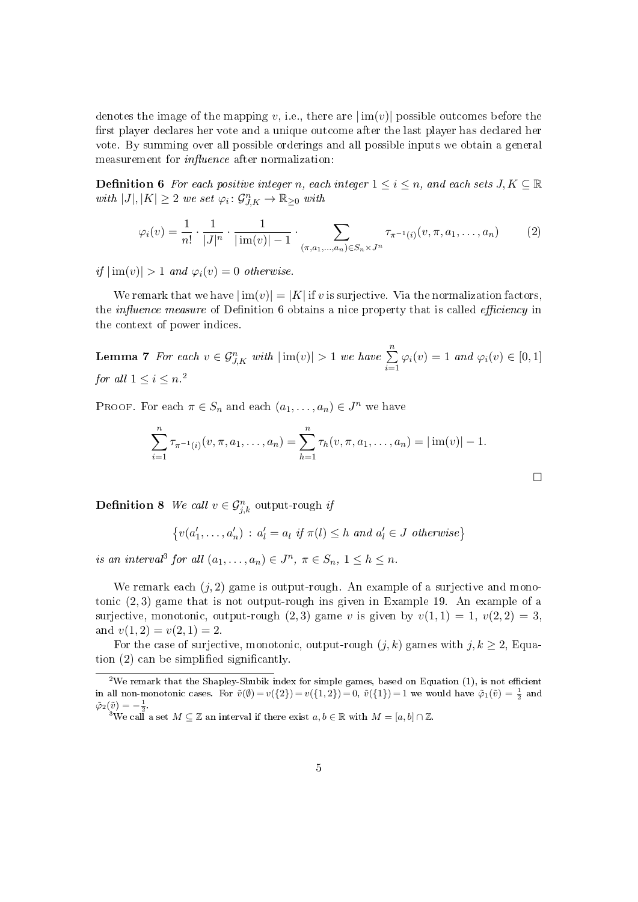denotes the image of the mapping $v$, i.e., there are $|\operatorname{im}(v)|$ possible outcomes before the first player declares her vote and a unique outcome after the last player has declared her vote. By summing over all possible orderings and all possible inputs we obtain a general measurement for *influence* after normalization:

**Definition 6** *For each positive integer $n$, each integer $1 \le i \le n$, and each sets $J, K \subseteq \mathbb{R}$ with $|J|, |K| \ge 2$ we set $\varphi_i \colon \mathcal{G}^n_{J,K} \to \mathbb{R}_{\ge 0}$ with*

$$\varphi_i(v) = \frac{1}{n!} \cdot \frac{1}{|J|^n} \cdot \frac{1}{|\operatorname{im}(v)| - 1} \cdot \sum_{(\pi, a_1, \ldots, a_n) \in S_n \times J^n} \tau_{\pi^{-1}(i)}(v, \pi, a_1, \ldots, a_n) \tag{2}$$

*if $|\operatorname{im}(v)| > 1$ and $\varphi_i(v) = 0$ otherwise.*

We remark that we have $|\operatorname{im}(v)| = |K|$ if $v$ is surjective. Via the normalization factors, the *influence measure* of Definition 6 obtains a nice property that is called *efficiency* in the context of power indices.

**Lemma 7** *For each $v \in \mathcal{G}^n_{J,K}$ with $|\operatorname{im}(v)| > 1$ we have $\sum\limits_{i=1}^{n} \varphi_i(v) = 1$ and $\varphi_i(v) \in [0, 1]$ for all $1 \le i \le n$.*[2]

PROOF. For each $\pi \in S_n$ and each $(a_1, \ldots, a_n) \in J^n$ we have

$$\sum_{i=1}^{n} \tau_{\pi^{-1}(i)}(v, \pi, a_1, \ldots, a_n) = \sum_{h=1}^{n} \tau_h(v, \pi, a_1, \ldots, a_n) = |\operatorname{im}(v)| - 1.$$

□

**Definition 8** *We call $v \in \mathcal{G}^n_{j,k}$* output-rough *if*

$$\left\{ v(a'_1, \ldots, a'_n) \,:\, a'_l = a_l \text{ if } \pi(l) \le h \text{ and } a'_l \in J \text{ otherwise} \right\}$$

*is an interval*[3] *for all $(a_1, \ldots, a_n) \in J^n$, $\pi \in S_n$, $1 \le h \le n$.*

We remark each $(j, 2)$ game is output-rough. An example of a surjective and monotonic $(2, 3)$ game that is not output-rough ins given in Example 19. An example of a surjective, monotonic, output-rough $(2, 3)$ game $v$ is given by $v(1, 1) = 1$, $v(2, 2) = 3$, and $v(1, 2) = v(2, 1) = 2$.

For the case of surjective, monotonic, output-rough $(j, k)$ games with $j, k \ge 2$, Equation (2) can be simplified significantly.

---

[2] We remark that the Shapley-Shubik index for simple games, based on Equation (1), is not efficient in all non-monotonic cases. For $\tilde{v}(\emptyset) = v(\{2\}) = v(\{1, 2\}) = 0$, $\tilde{v}(\{1\}) = 1$ we would have $\tilde{\varphi}_1(\tilde{v}) = \frac{1}{2}$ and $\tilde{\varphi}_2(\tilde{v}) = -\frac{1}{2}$.

[3] We call a set $M \subseteq \mathbb{Z}$ an interval if there exist $a, b \in \mathbb{R}$ with $M = [a, b] \cap \mathbb{Z}$.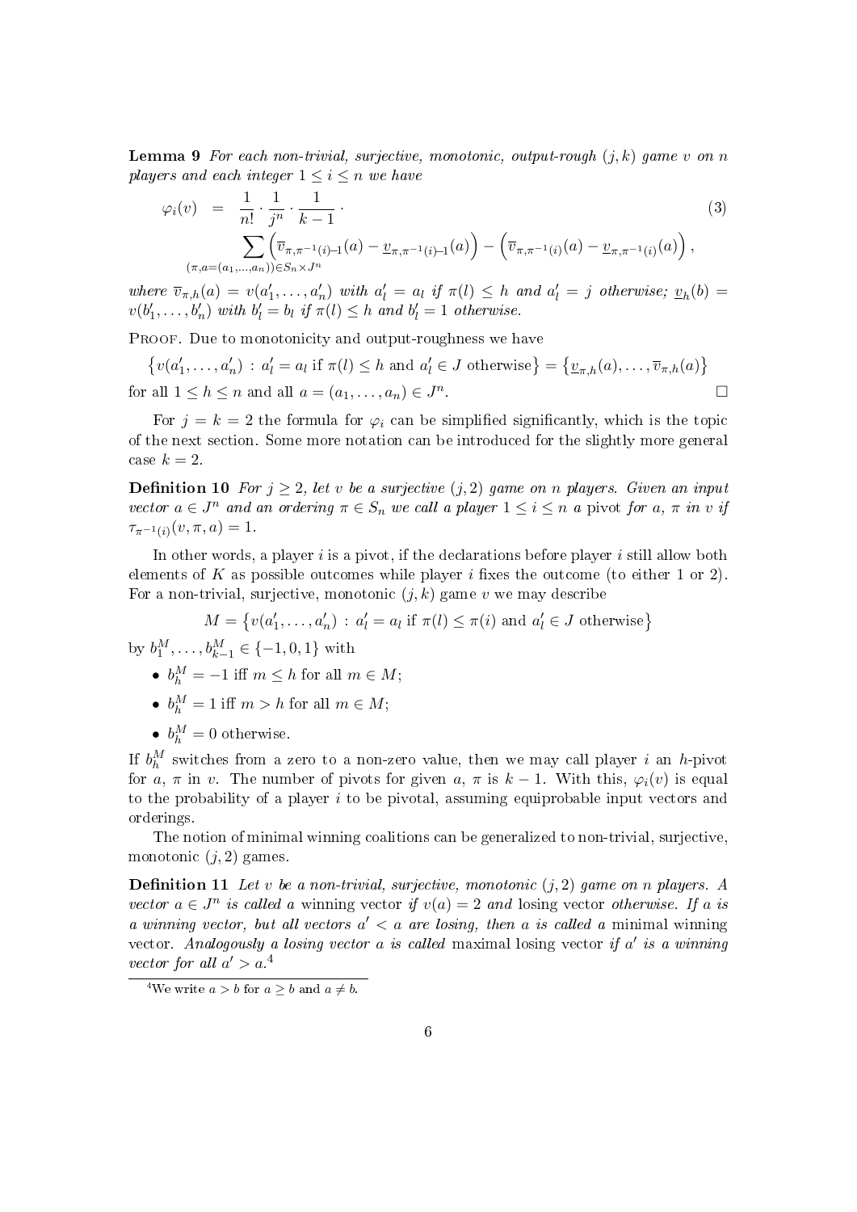**Lemma 9** *For each non-trivial, surjective, monotonic, output-rough $(j,k)$ game $v$ on $n$ players and each integer $1 \le i \le n$ we have*

$$
\begin{aligned}
\varphi_i(v) \;\; = \;\; & \frac{1}{n!} \cdot \frac{1}{j^n} \cdot \frac{1}{k-1} \cdot \\
& \sum_{(\pi, a=(a_1,\dots,a_n)) \in S_n \times J^n} \left( \overline{v}_{\pi,\pi^{-1}(i)-1}(a) - \underline{v}_{\pi,\pi^{-1}(i)-1}(a) \right) - \left( \overline{v}_{\pi,\pi^{-1}(i)}(a) - \underline{v}_{\pi,\pi^{-1}(i)}(a) \right),
\end{aligned}
\tag{3}
$$

*where $\overline{v}_{\pi,h}(a) = v(a'_1,\dots,a'_n)$ with $a'_l = a_l$ if $\pi(l) \le h$ and $a'_l = j$ otherwise; $\underline{v}_h(b) = v(b'_1,\dots,b'_n)$ with $b'_l = b_l$ if $\pi(l) \le h$ and $b'_l = 1$ otherwise.*

Proof. Due to monotonicity and output-roughness we have

$$\left\{ v(a'_1,\dots,a'_n) \,:\, a'_l = a_l \text{ if } \pi(l) \le h \text{ and } a'_l \in J \text{ otherwise} \right\} = \left\{ \underline{v}_{\pi,h}(a), \dots, \overline{v}_{\pi,h}(a) \right\}$$

for all $1 \le h \le n$ and all $a = (a_1,\dots,a_n) \in J^n$. $\square$

For $j = k = 2$ the formula for $\varphi_i$ can be simplified significantly, which is the topic of the next section. Some more notation can be introduced for the slightly more general case $k = 2$.

**Definition 10** *For $j \ge 2$, let $v$ be a surjective $(j,2)$ game on $n$ players. Given an input vector $a \in J^n$ and an ordering $\pi \in S_n$ we call a player $1 \le i \le n$ a* pivot *for $a$, $\pi$ in $v$ if $\tau_{\pi^{-1}(i)}(v,\pi,a) = 1$.*

In other words, a player $i$ is a pivot, if the declarations before player $i$ still allow both elements of $K$ as possible outcomes while player $i$ fixes the outcome (to either 1 or 2). For a non-trivial, surjective, monotonic $(j,k)$ game $v$ we may describe

$$M = \left\{ v(a'_1,\dots,a'_n) \,:\, a'_l = a_l \text{ if } \pi(l) \le \pi(i) \text{ and } a'_l \in J \text{ otherwise} \right\}$$

by $b^M_1,\dots,b^M_{k-1} \in \{-1,0,1\}$ with

- $b^M_h = -1$ iff $m \le h$ for all $m \in M$;
- $b^M_h = 1$ iff $m > h$ for all $m \in M$;
- $b^M_h = 0$ otherwise.

If $b^M_h$ switches from a zero to a non-zero value, then we may call player $i$ an $h$-pivot for $a$, $\pi$ in $v$. The number of pivots for given $a$, $\pi$ is $k-1$. With this, $\varphi_i(v)$ is equal to the probability of a player $i$ to be pivotal, assuming equiprobable input vectors and orderings.

The notion of minimal winning coalitions can be generalized to non-trivial, surjective, monotonic $(j,2)$ games.

**Definition 11** *Let $v$ be a non-trivial, surjective, monotonic $(j,2)$ game on $n$ players. A vector $a \in J^n$ is called a* winning vector *if $v(a) = 2$ and* losing vector *otherwise. If $a$ is a winning vector, but all vectors $a' < a$ are losing, then $a$ is called a* minimal winning vector. *Analogously a losing vector $a$ is called* maximal losing vector *if $a'$ is a winning vector for all $a' > a$.*[4]

[4] We write $a > b$ for $a \ge b$ and $a \ne b$.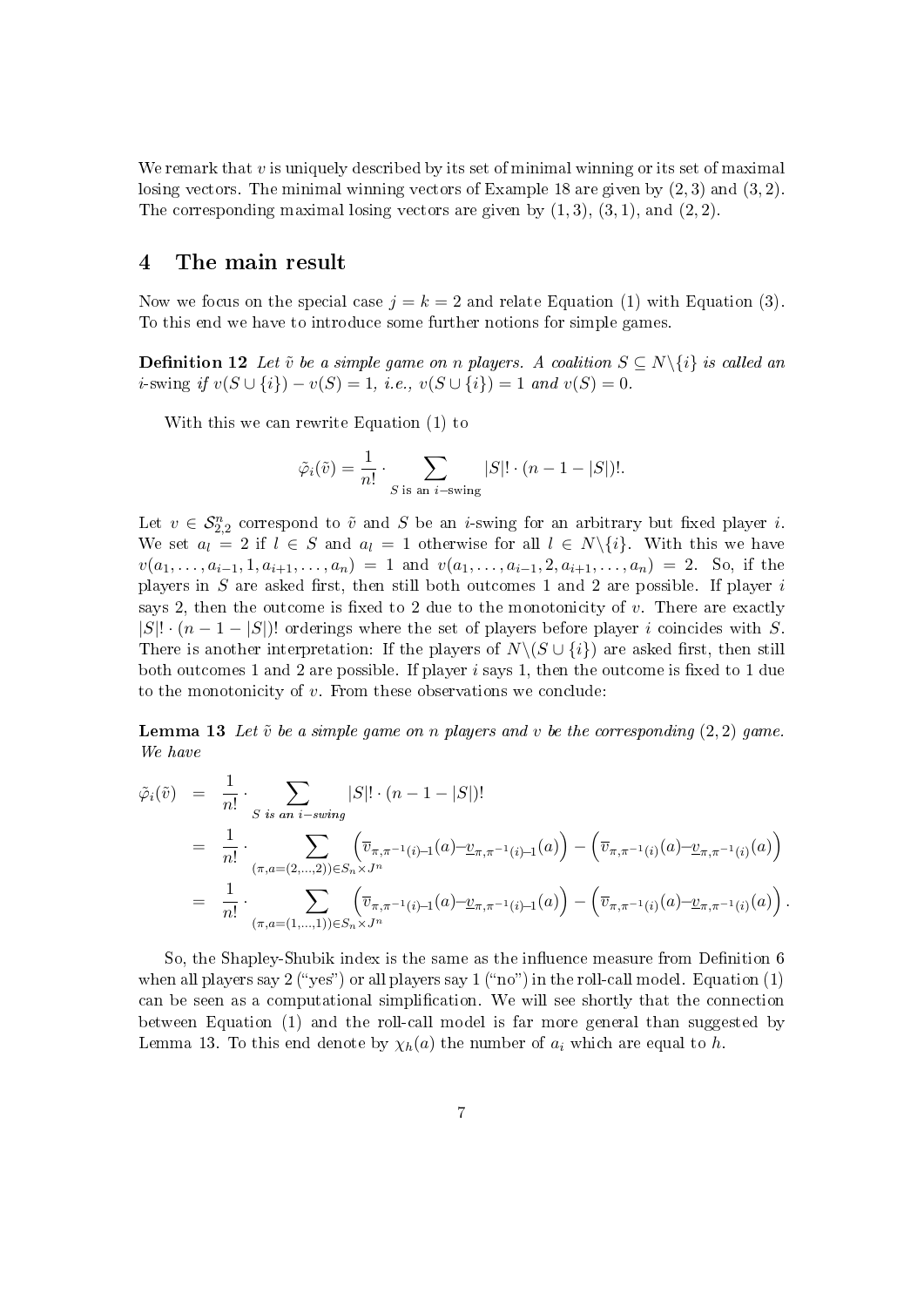We remark that $v$ is uniquely described by its set of minimal winning or its set of maximal losing vectors. The minimal winning vectors of Example 18 are given by $(2,3)$ and $(3,2)$. The corresponding maximal losing vectors are given by $(1,3)$, $(3,1)$, and $(2,2)$.

## 4 The main result

Now we focus on the special case $j = k = 2$ and relate Equation (1) with Equation (3). To this end we have to introduce some further notions for simple games.

**Definition 12** *Let $\tilde{v}$ be a simple game on $n$ players. A coalition $S \subseteq N \backslash \{i\}$ is called an* $i$-swing *if $v(S \cup \{i\}) - v(S) = 1$, i.e., $v(S \cup \{i\}) = 1$ and $v(S) = 0$.*

With this we can rewrite Equation (1) to

$$\tilde{\varphi}_i(\tilde{v}) = \frac{1}{n!} \cdot \sum_{S \text{ is an } i\text{-swing}} |S|! \cdot (n - 1 - |S|)!.$$

Let $v \in \mathcal{S}_{2,2}^n$ correspond to $\tilde{v}$ and $S$ be an $i$-swing for an arbitrary but fixed player $i$. We set $a_l = 2$ if $l \in S$ and $a_l = 1$ otherwise for all $l \in N \backslash \{i\}$. With this we have $v(a_1, \ldots, a_{i-1}, 1, a_{i+1}, \ldots, a_n) = 1$ and $v(a_1, \ldots, a_{i-1}, 2, a_{i+1}, \ldots, a_n) = 2$. So, if the players in $S$ are asked first, then still both outcomes 1 and 2 are possible. If player $i$ says 2, then the outcome is fixed to 2 due to the monotonicity of $v$. There are exactly $|S|! \cdot (n - 1 - |S|)!$ orderings where the set of players before player $i$ coincides with $S$. There is another interpretation: If the players of $N \backslash (S \cup \{i\})$ are asked first, then still both outcomes 1 and 2 are possible. If player $i$ says 1, then the outcome is fixed to 1 due to the monotonicity of $v$. From these observations we conclude:

**Lemma 13** *Let $\tilde{v}$ be a simple game on $n$ players and $v$ be the corresponding $(2,2)$ game. We have*

$$\begin{aligned}
\tilde{\varphi}_i(\tilde{v}) &= \frac{1}{n!} \cdot \sum_{S \text{ is an } i\text{-swing}} |S|! \cdot (n - 1 - |S|)! \\
&= \frac{1}{n!} \cdot \sum_{(\pi, a=(2,\ldots,2)) \in S_n \times J^n} \left(\overline{v}_{\pi,\pi^{-1}(i)-1}(a) - \underline{v}_{\pi,\pi^{-1}(i)-1}(a)\right) - \left(\overline{v}_{\pi,\pi^{-1}(i)}(a) - \underline{v}_{\pi,\pi^{-1}(i)}(a)\right) \\
&= \frac{1}{n!} \cdot \sum_{(\pi, a=(1,\ldots,1)) \in S_n \times J^n} \left(\overline{v}_{\pi,\pi^{-1}(i)-1}(a) - \underline{v}_{\pi,\pi^{-1}(i)-1}(a)\right) - \left(\overline{v}_{\pi,\pi^{-1}(i)}(a) - \underline{v}_{\pi,\pi^{-1}(i)}(a)\right).
\end{aligned}$$

So, the Shapley-Shubik index is the same as the influence measure from Definition 6 when all players say 2 ("yes") or all players say 1 ("no") in the roll-call model. Equation (1) can be seen as a computational simplification. We will see shortly that the connection between Equation (1) and the roll-call model is far more general than suggested by Lemma 13. To this end denote by $\chi_h(a)$ the number of $a_i$ which are equal to $h$.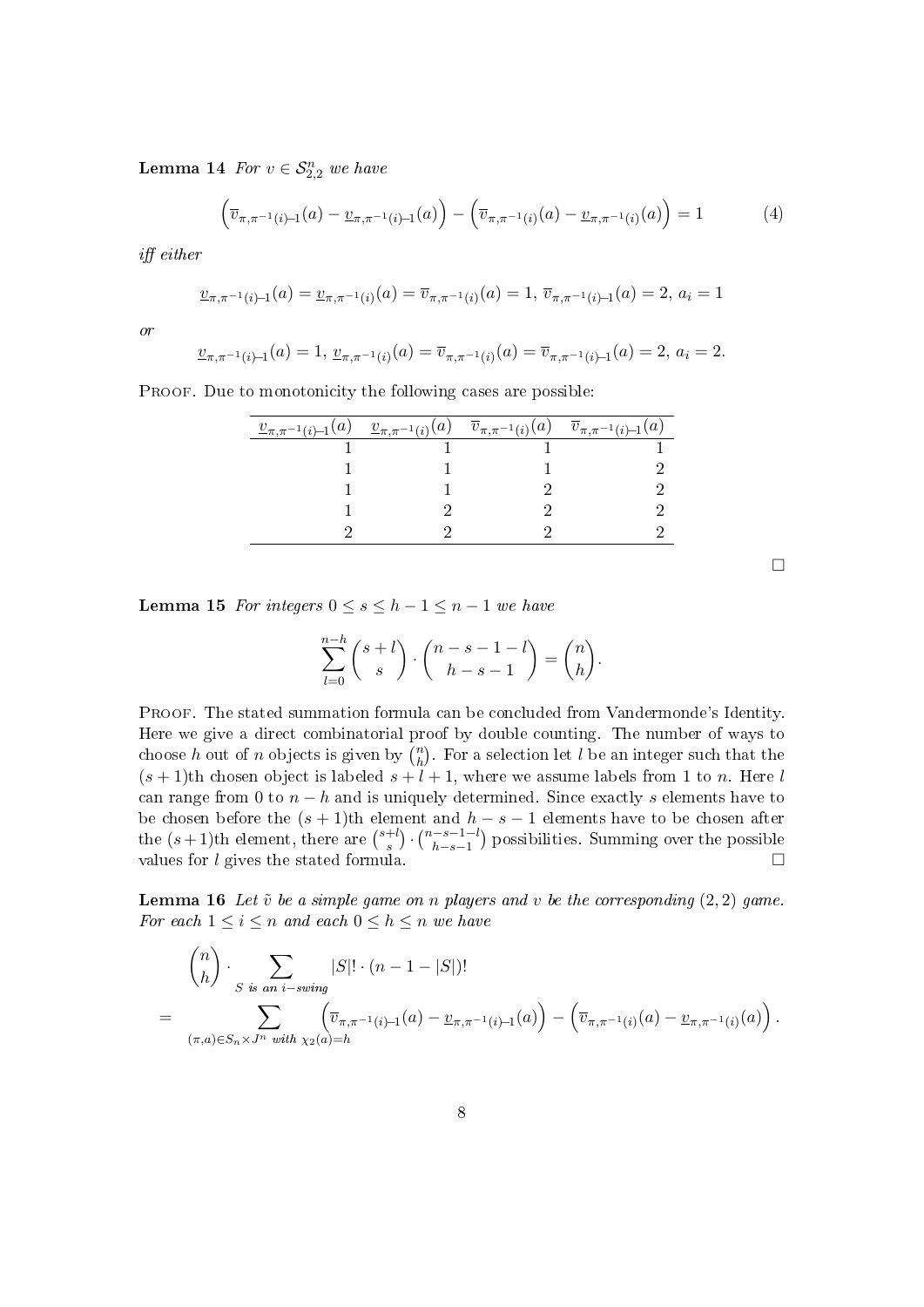**Lemma 14** *For $v \in \mathcal{S}_{2,2}^n$ we have*

$$\left(\overline{v}_{\pi,\pi^{-1}(i)-1}(a) - \underline{v}_{\pi,\pi^{-1}(i)-1}(a)\right) - \left(\overline{v}_{\pi,\pi^{-1}(i)}(a) - \underline{v}_{\pi,\pi^{-1}(i)}(a)\right) = 1 \tag{4}$$

*iff either*

$$\underline{v}_{\pi,\pi^{-1}(i)-1}(a) = \underline{v}_{\pi,\pi^{-1}(i)}(a) = \overline{v}_{\pi,\pi^{-1}(i)}(a) = 1,\ \overline{v}_{\pi,\pi^{-1}(i)-1}(a) = 2,\ a_i = 1$$

*or*

$$\underline{v}_{\pi,\pi^{-1}(i)-1}(a) = 1,\ \underline{v}_{\pi,\pi^{-1}(i)}(a) = \overline{v}_{\pi,\pi^{-1}(i)}(a) = \overline{v}_{\pi,\pi^{-1}(i)-1}(a) = 2,\ a_i = 2.$$

Proof. Due to monotonicity the following cases are possible:

| $\underline{v}_{\pi,\pi^{-1}(i)-1}(a)$ | $\underline{v}_{\pi,\pi^{-1}(i)}(a)$ | $\overline{v}_{\pi,\pi^{-1}(i)}(a)$ | $\overline{v}_{\pi,\pi^{-1}(i)-1}(a)$ |
|---|---|---|---|
| 1 | 1 | 1 | 1 |
| 1 | 1 | 1 | 2 |
| 1 | 1 | 2 | 2 |
| 1 | 2 | 2 | 2 |
| 2 | 2 | 2 | 2 |

□

**Lemma 15** *For integers $0 \le s \le h-1 \le n-1$ we have*

$$\sum_{l=0}^{n-h} \binom{s+l}{s} \cdot \binom{n-s-1-l}{h-s-1} = \binom{n}{h}.$$

Proof. The stated summation formula can be concluded from Vandermonde's Identity. Here we give a direct combinatorial proof by double counting. The number of ways to choose $h$ out of $n$ objects is given by $\binom{n}{h}$. For a selection let $l$ be an integer such that the $(s+1)$th chosen object is labeled $s+l+1$, where we assume labels from 1 to $n$. Here $l$ can range from 0 to $n-h$ and is uniquely determined. Since exactly $s$ elements have to be chosen before the $(s+1)$th element and $h-s-1$ elements have to be chosen after the $(s+1)$th element, there are $\binom{s+l}{s} \cdot \binom{n-s-1-l}{h-s-1}$ possibilities. Summing over the possible values for $l$ gives the stated formula. □

**Lemma 16** *Let $\tilde{v}$ be a simple game on $n$ players and $v$ be the corresponding $(2,2)$ game. For each $1 \le i \le n$ and each $0 \le h \le n$ we have*

$$\begin{aligned}
&\binom{n}{h} \cdot \sum_{S \text{ is an } i-\text{swing}} |S|! \cdot (n-1-|S|)! \\
= &\sum_{(\pi,a) \in S_n \times J^n \text{ with } \chi_2(a)=h} \left(\overline{v}_{\pi,\pi^{-1}(i)-1}(a) - \underline{v}_{\pi,\pi^{-1}(i)-1}(a)\right) - \left(\overline{v}_{\pi,\pi^{-1}(i)}(a) - \underline{v}_{\pi,\pi^{-1}(i)}(a)\right).
\end{aligned}$$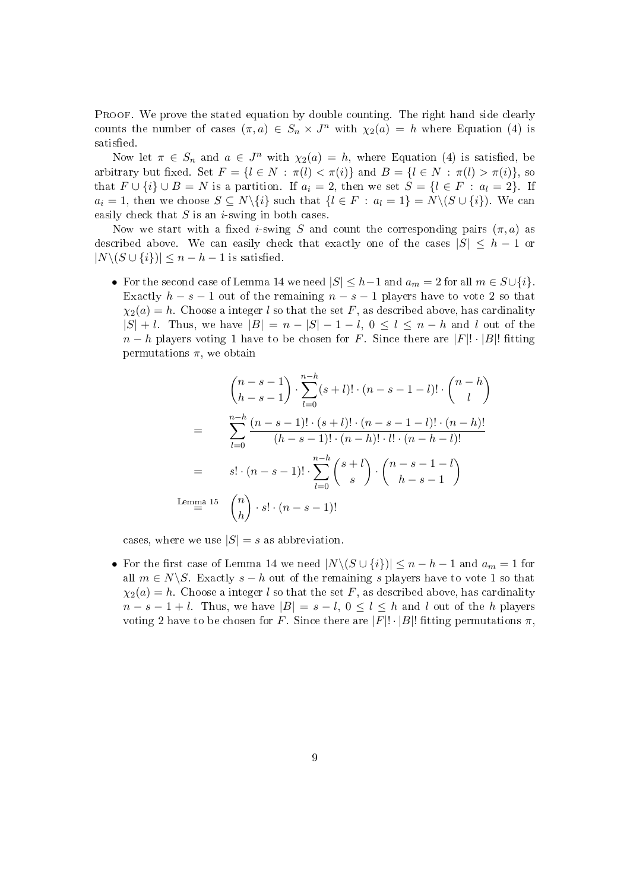PROOF. We prove the stated equation by double counting. The right hand side clearly counts the number of cases $(\pi, a) \in S_n \times J^n$ with $\chi_2(a) = h$ where Equation (4) is satisfied.

Now let $\pi \in S_n$ and $a \in J^n$ with $\chi_2(a) = h$, where Equation (4) is satisfied, be arbitrary but fixed. Set $F = \{l \in N : \pi(l) < \pi(i)\}$ and $B = \{l \in N : \pi(l) > \pi(i)\}$, so that $F \cup \{i\} \cup B = N$ is a partition. If $a_i = 2$, then we set $S = \{l \in F : a_l = 2\}$. If $a_i = 1$, then we choose $S \subseteq N \backslash \{i\}$ such that $\{l \in F : a_l = 1\} = N \backslash (S \cup \{i\})$. We can easily check that $S$ is an $i$-swing in both cases.

Now we start with a fixed $i$-swing $S$ and count the corresponding pairs $(\pi, a)$ as described above. We can easily check that exactly one of the cases $|S| \leq h - 1$ or $|N \backslash (S \cup \{i\})| \leq n - h - 1$ is satisfied.

- For the second case of Lemma 14 we need $|S| \leq h-1$ and $a_m = 2$ for all $m \in S \cup \{i\}$. Exactly $h - s - 1$ out of the remaining $n - s - 1$ players have to vote 2 so that $\chi_2(a) = h$. Choose a integer $l$ so that the set $F$, as described above, has cardinality $|S| + l$. Thus, we have $|B| = n - |S| - 1 - l$, $0 \leq l \leq n - h$ and $l$ out of the $n - h$ players voting 1 have to be chosen for $F$. Since there are $|F|! \cdot |B|!$ fitting permutations $\pi$, we obtain

$$
\begin{aligned}
& \binom{n-s-1}{h-s-1} \cdot \sum_{l=0}^{n-h} (s+l)! \cdot (n-s-1-l)! \cdot \binom{n-h}{l} \\
= \quad & \sum_{l=0}^{n-h} \frac{(n-s-1)! \cdot (s+l)! \cdot (n-s-1-l)! \cdot (n-h)!}{(h-s-1)! \cdot (n-h)! \cdot l! \cdot (n-h-l)!} \\
= \quad & s! \cdot (n-s-1)! \cdot \sum_{l=0}^{n-h} \binom{s+l}{s} \cdot \binom{n-s-1-l}{h-s-1} \\
\overset{\text{Lemma 15}}{=} \quad & \binom{n}{h} \cdot s! \cdot (n-s-1)!
\end{aligned}
$$

  cases, where we use $|S| = s$ as abbreviation.

- For the first case of Lemma 14 we need $|N \backslash (S \cup \{i\})| \leq n - h - 1$ and $a_m = 1$ for all $m \in N \backslash S$. Exactly $s - h$ out of the remaining $s$ players have to vote 1 so that $\chi_2(a) = h$. Choose a integer $l$ so that the set $F$, as described above, has cardinality $n - s - 1 + l$. Thus, we have $|B| = s - l$, $0 \leq l \leq h$ and $l$ out of the $h$ players voting 2 have to be chosen for $F$. Since there are $|F|! \cdot |B|!$ fitting permutations $\pi$,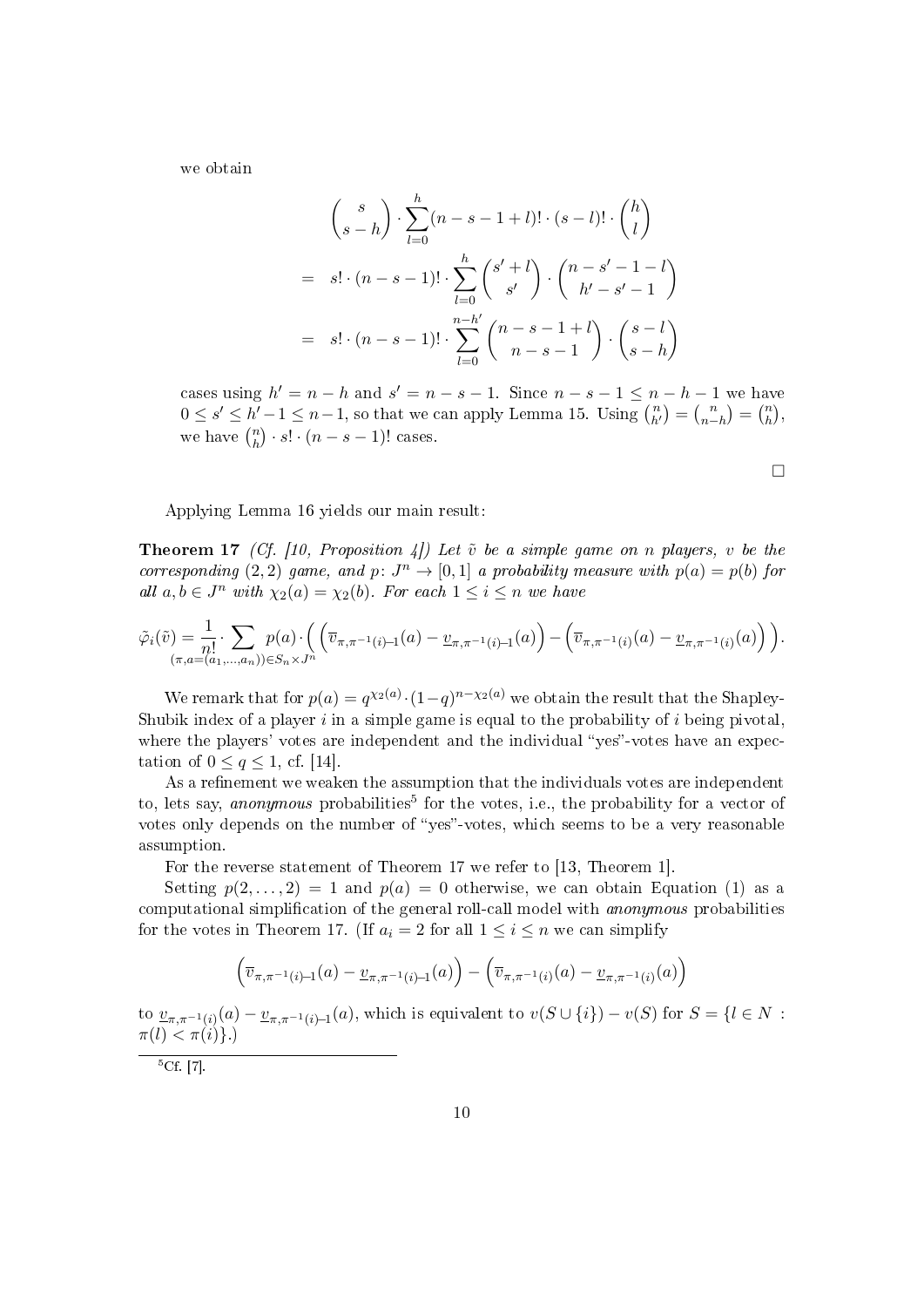we obtain

$$
\begin{aligned}
& \binom{s}{s-h} \cdot \sum_{l=0}^{h} (n-s-1+l)! \cdot (s-l)! \cdot \binom{h}{l} \\
= \; & s! \cdot (n-s-1)! \cdot \sum_{l=0}^{h} \binom{s'+l}{s'} \cdot \binom{n-s'-1-l}{h'-s'-1} \\
= \; & s! \cdot (n-s-1)! \cdot \sum_{l=0}^{n-h'} \binom{n-s-1+l}{n-s-1} \cdot \binom{s-l}{s-h}
\end{aligned}
$$

cases using $h' = n-h$ and $s' = n-s-1$. Since $n-s-1 \le n-h-1$ we have $0 \le s' \le h'-1 \le n-1$, so that we can apply Lemma 15. Using $\binom{n}{h'} = \binom{n}{n-h} = \binom{n}{h}$, we have $\binom{n}{h} \cdot s! \cdot (n-s-1)!$ cases.

□

Applying Lemma 16 yields our main result:

**Theorem 17** *(Cf. [10, Proposition 4]) Let $\tilde{v}$ be a simple game on $n$ players, $v$ be the corresponding $(2,2)$ game, and $p\colon J^n \to [0,1]$ a probability measure with $p(a) = p(b)$ for all $a, b \in J^n$ with $\chi_2(a) = \chi_2(b)$. For each $1 \le i \le n$ we have*

$$
\tilde{\varphi}_i(\tilde{v}) = \frac{1}{n!} \cdot \sum_{(\pi, a=(a_1,\dots,a_n)) \in S_n \times J^n} p(a) \cdot \Big( \left( \overline{v}_{\pi,\pi^{-1}(i)-1}(a) - \underline{v}_{\pi,\pi^{-1}(i)-1}(a) \right) - \left( \overline{v}_{\pi,\pi^{-1}(i)}(a) - \underline{v}_{\pi,\pi^{-1}(i)}(a) \right) \Big).
$$

We remark that for $p(a) = q^{\chi_2(a)} \cdot (1-q)^{n-\chi_2(a)}$ we obtain the result that the Shapley-Shubik index of a player $i$ in a simple game is equal to the probability of $i$ being pivotal, where the players' votes are independent and the individual "yes"-votes have an expectation of $0 \le q \le 1$, cf. [14].

As a refinement we weaken the assumption that the individuals votes are independent to, lets say, *anonymous* probabilities[5] for the votes, i.e., the probability for a vector of votes only depends on the number of "yes"-votes, which seems to be a very reasonable assumption.

For the reverse statement of Theorem 17 we refer to [13, Theorem 1].

Setting $p(2,\dots,2) = 1$ and $p(a) = 0$ otherwise, we can obtain Equation (1) as a computational simplification of the general roll-call model with *anonymous* probabilities for the votes in Theorem 17. (If $a_i = 2$ for all $1 \le i \le n$ we can simplify

$$
\left( \overline{v}_{\pi,\pi^{-1}(i)-1}(a) - \underline{v}_{\pi,\pi^{-1}(i)-1}(a) \right) - \left( \overline{v}_{\pi,\pi^{-1}(i)}(a) - \underline{v}_{\pi,\pi^{-1}(i)}(a) \right)
$$

to $\underline{v}_{\pi,\pi^{-1}(i)}(a) - \underline{v}_{\pi,\pi^{-1}(i)-1}(a)$, which is equivalent to $v(S \cup \{i\}) - v(S)$ for $S = \{l \in N : \pi(l) < \pi(i)\}$.)

[5] Cf. [7].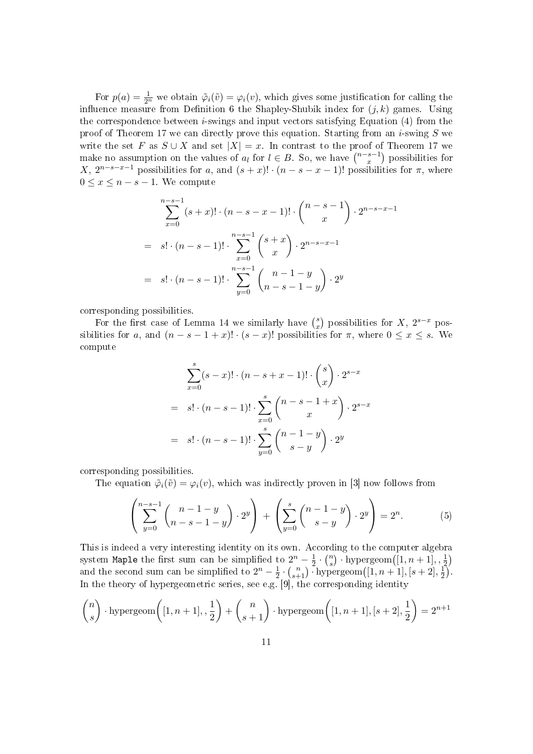For $p(a) = \frac{1}{2^n}$ we obtain $\tilde{\varphi}_i(\tilde{v}) = \varphi_i(v)$, which gives some justification for calling the influence measure from Definition 6 the Shapley-Shubik index for $(j, k)$ games. Using the correspondence between $i$-swings and input vectors satisfying Equation (4) from the proof of Theorem 17 we can directly prove this equation. Starting from an $i$-swing $S$ we write the set $F$ as $S \cup X$ and set $|X| = x$. In contrast to the proof of Theorem 17 we make no assumption on the values of $a_l$ for $l \in B$. So, we have $\binom{n-s-1}{x}$ possibilities for $X$, $2^{n-s-x-1}$ possibilities for $a$, and $(s+x)! \cdot (n-s-x-1)!$ possibilities for $\pi$, where $0 \le x \le n-s-1$. We compute

$$
\begin{aligned}
& \sum_{x=0}^{n-s-1} (s+x)! \cdot (n-s-x-1)! \cdot \binom{n-s-1}{x} \cdot 2^{n-s-x-1} \\
= \;& s! \cdot (n-s-1)! \cdot \sum_{x=0}^{n-s-1} \binom{s+x}{x} \cdot 2^{n-s-x-1} \\
= \;& s! \cdot (n-s-1)! \cdot \sum_{y=0}^{n-s-1} \binom{n-1-y}{n-s-1-y} \cdot 2^{y}
\end{aligned}
$$

corresponding possibilities.

For the first case of Lemma 14 we similarly have $\binom{s}{x}$ possibilities for $X$, $2^{s-x}$ possibilities for $a$, and $(n-s-1+x)! \cdot (s-x)!$ possibilities for $\pi$, where $0 \le x \le s$. We compute

$$
\begin{aligned}
& \sum_{x=0}^{s} (s-x)! \cdot (n-s+x-1)! \cdot \binom{s}{x} \cdot 2^{s-x} \\
= \;& s! \cdot (n-s-1)! \cdot \sum_{x=0}^{s} \binom{n-s-1+x}{x} \cdot 2^{s-x} \\
= \;& s! \cdot (n-s-1)! \cdot \sum_{y=0}^{s} \binom{n-1-y}{s-y} \cdot 2^{y}
\end{aligned}
$$

corresponding possibilities.

The equation $\tilde{\varphi}_i(\tilde{v}) = \varphi_i(v)$, which was indirectly proven in [3] now follows from

$$
\left( \sum_{y=0}^{n-s-1} \binom{n-1-y}{n-s-1-y} \cdot 2^{y} \right) + \left( \sum_{y=0}^{s} \binom{n-1-y}{s-y} \cdot 2^{y} \right) = 2^n. \tag{5}
$$

This is indeed a very interesting identity on its own. According to the computer algebra system `Maple` the first sum can be simplified to $2^n - \frac{1}{2} \cdot \binom{n}{s} \cdot \text{hypergeom}\big([1, n+1], , \frac{1}{2}\big)$ and the second sum can be simplified to $2^n - \frac{1}{2} \cdot \binom{n}{s+1} \cdot \text{hypergeom}\big([1, n+1], [s+2], \frac{1}{2}\big)$. In the theory of hypergeometric series, see e.g. [9], the corresponding identity

$$
\binom{n}{s} \cdot \text{hypergeom}\left([1, n+1], , \frac{1}{2}\right) + \binom{n}{s+1} \cdot \text{hypergeom}\left([1, n+1], [s+2], \frac{1}{2}\right) = 2^{n+1}
$$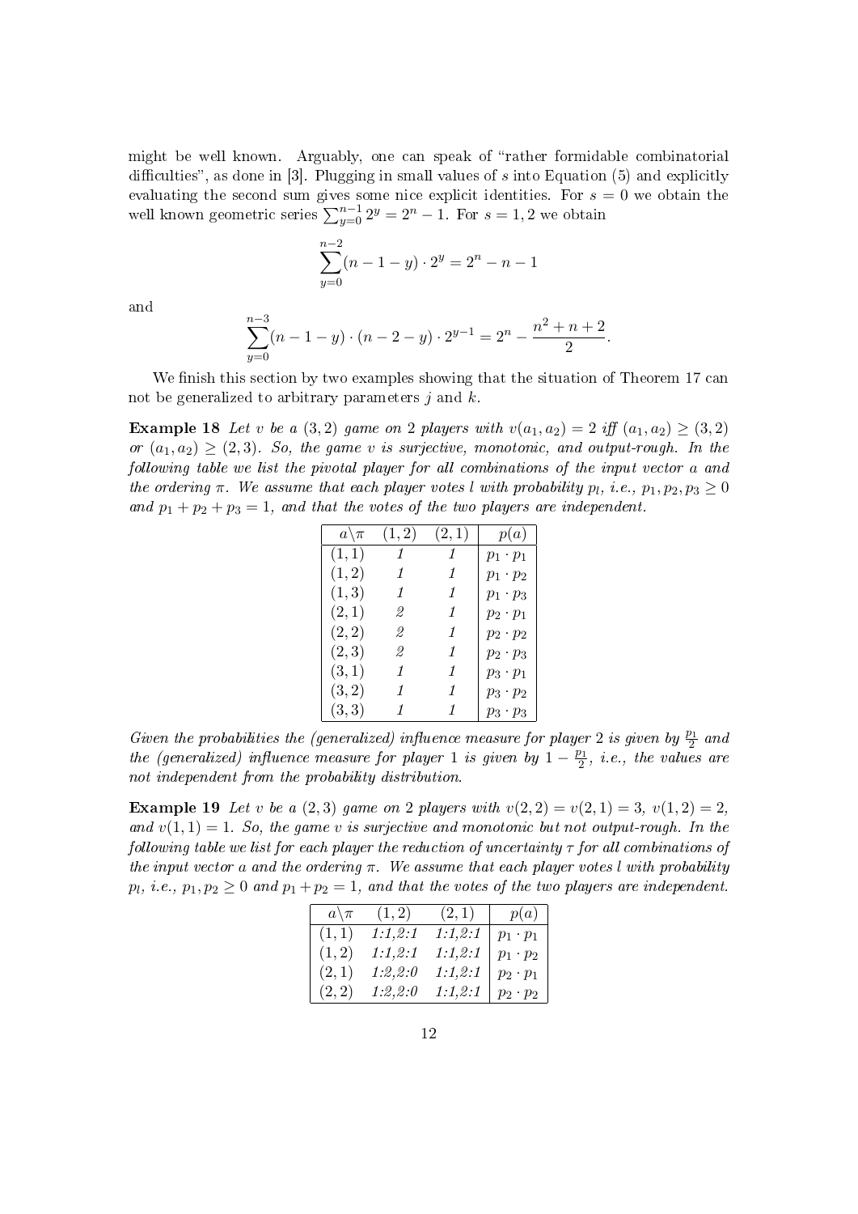might be well known. Arguably, one can speak of "rather formidable combinatorial difficulties", as done in [3]. Plugging in small values of $s$ into Equation (5) and explicitly evaluating the second sum gives some nice explicit identities. For $s = 0$ we obtain the well known geometric series $\sum_{y=0}^{n-1} 2^y = 2^n - 1$. For $s = 1, 2$ we obtain

$$\sum_{y=0}^{n-2} (n-1-y) \cdot 2^y = 2^n - n - 1$$

and

$$\sum_{y=0}^{n-3} (n-1-y) \cdot (n-2-y) \cdot 2^{y-1} = 2^n - \frac{n^2+n+2}{2}.$$

We finish this section by two examples showing that the situation of Theorem 17 can not be generalized to arbitrary parameters $j$ and $k$.

**Example 18** *Let $v$ be a $(3,2)$ game on 2 players with $v(a_1, a_2) = 2$ iff $(a_1, a_2) \geq (3,2)$ or $(a_1, a_2) \geq (2,3)$. So, the game $v$ is surjective, monotonic, and output-rough. In the following table we list the pivotal player for all combinations of the input vector $a$ and the ordering $\pi$. We assume that each player votes $l$ with probability $p_l$, i.e., $p_1, p_2, p_3 \geq 0$ and $p_1 + p_2 + p_3 = 1$, and that the votes of the two players are independent.*

| $a \backslash \pi$ | $(1,2)$ | $(2,1)$ | $p(a)$ |
|---|---|---|---|
| $(1,1)$ | 1 | 1 | $p_1 \cdot p_1$ |
| $(1,2)$ | 1 | 1 | $p_1 \cdot p_2$ |
| $(1,3)$ | 1 | 1 | $p_1 \cdot p_3$ |
| $(2,1)$ | 2 | 1 | $p_2 \cdot p_1$ |
| $(2,2)$ | 2 | 1 | $p_2 \cdot p_2$ |
| $(2,3)$ | 2 | 1 | $p_2 \cdot p_3$ |
| $(3,1)$ | 1 | 1 | $p_3 \cdot p_1$ |
| $(3,2)$ | 1 | 1 | $p_3 \cdot p_2$ |
| $(3,3)$ | 1 | 1 | $p_3 \cdot p_3$ |

*Given the probabilities the (generalized) influence measure for player 2 is given by $\frac{p_1}{2}$ and the (generalized) influence measure for player 1 is given by $1 - \frac{p_1}{2}$, i.e., the values are not independent from the probability distribution.*

**Example 19** *Let $v$ be a $(2,3)$ game on 2 players with $v(2,2) = v(2,1) = 3$, $v(1,2) = 2$, and $v(1,1) = 1$. So, the game $v$ is surjective and monotonic but not output-rough. In the following table we list for each player the reduction of uncertainty $\tau$ for all combinations of the input vector $a$ and the ordering $\pi$. We assume that each player votes $l$ with probability $p_l$, i.e., $p_1, p_2 \geq 0$ and $p_1 + p_2 = 1$, and that the votes of the two players are independent.*

| $a \backslash \pi$ | $(1,2)$ | $(2,1)$ | $p(a)$ |
|---|---|---|---|
| $(1,1)$ | 1:1,2:1 | 1:1,2:1 | $p_1 \cdot p_1$ |
| $(1,2)$ | 1:1,2:1 | 1:1,2:1 | $p_1 \cdot p_2$ |
| $(2,1)$ | 1:2,2:0 | 1:1,2:1 | $p_2 \cdot p_1$ |
| $(2,2)$ | 1:2,2:0 | 1:1,2:1 | $p_2 \cdot p_2$ |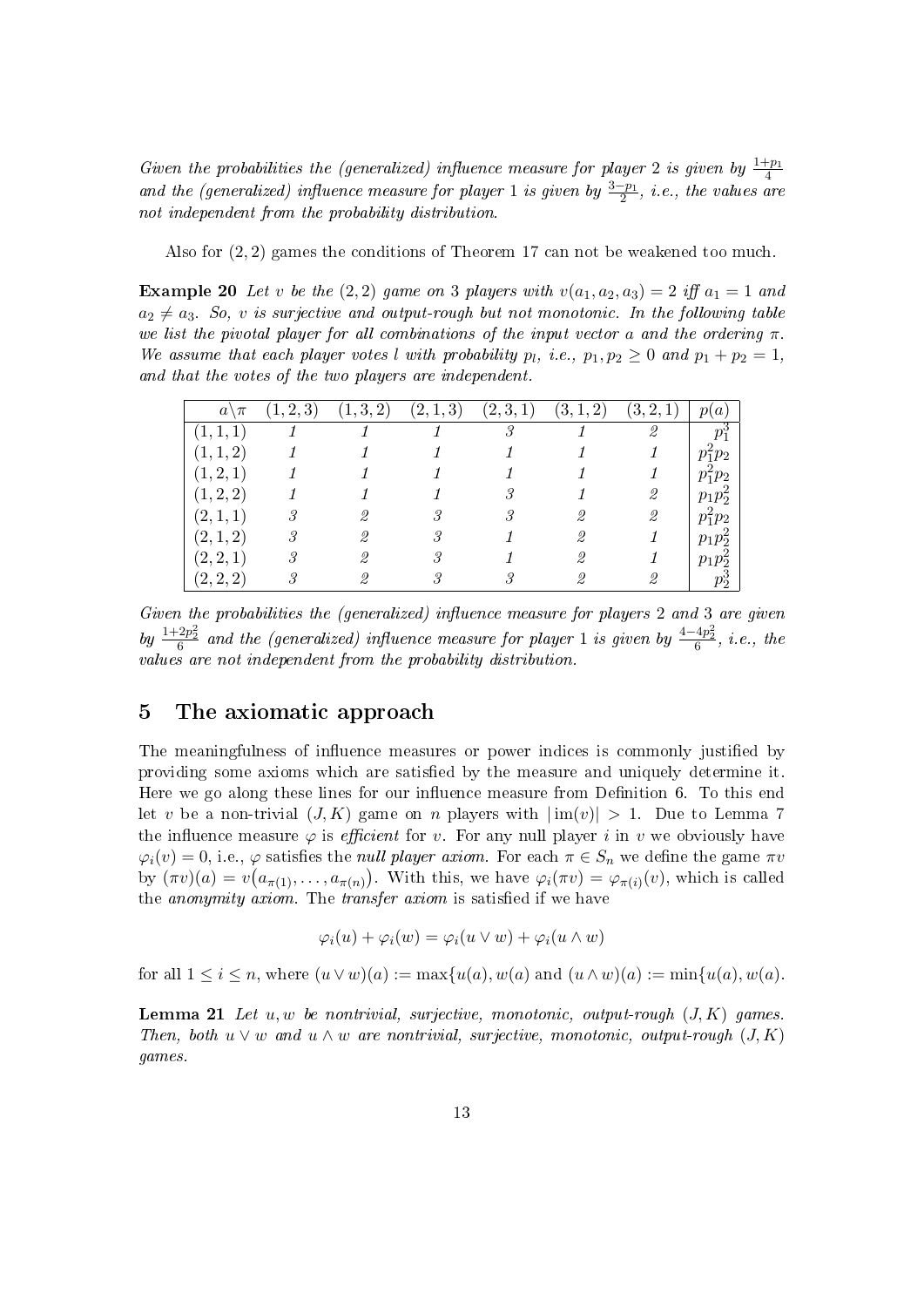*Given the probabilities the (generalized) influence measure for player 2 is given by $\frac{1+p_1}{4}$ and the (generalized) influence measure for player 1 is given by $\frac{3-p_1}{2}$, i.e., the values are not independent from the probability distribution.*

Also for $(2,2)$ games the conditions of Theorem 17 can not be weakened too much.

**Example 20** *Let $v$ be the $(2,2)$ game on 3 players with $v(a_1,a_2,a_3)=2$ iff $a_1=1$ and $a_2 \neq a_3$. So, $v$ is surjective and output-rough but not monotonic. In the following table we list the pivotal player for all combinations of the input vector $a$ and the ordering $\pi$. We assume that each player votes $l$ with probability $p_l$, i.e., $p_1,p_2 \ge 0$ and $p_1+p_2=1$, and that the votes of the two players are independent.*

| $a \backslash \pi$ | $(1,2,3)$ | $(1,3,2)$ | $(2,1,3)$ | $(2,3,1)$ | $(3,1,2)$ | $(3,2,1)$ | $p(a)$ |
|---|---|---|---|---|---|---|---|
| $(1,1,1)$ | *1* | *1* | *1* | *3* | *1* | *2* | $p_1^3$ |
| $(1,1,2)$ | *1* | *1* | *1* | *1* | *1* | *1* | $p_1^2p_2$ |
| $(1,2,1)$ | *1* | *1* | *1* | *1* | *1* | *1* | $p_1^2p_2$ |
| $(1,2,2)$ | *1* | *1* | *1* | *3* | *1* | *2* | $p_1p_2^2$ |
| $(2,1,1)$ | *3* | *2* | *3* | *3* | *2* | *2* | $p_1^2p_2$ |
| $(2,1,2)$ | *3* | *2* | *3* | *1* | *2* | *1* | $p_1p_2^2$ |
| $(2,2,1)$ | *3* | *2* | *3* | *1* | *2* | *1* | $p_1p_2^2$ |
| $(2,2,2)$ | *3* | *2* | *3* | *3* | *2* | *2* | $p_2^3$ |

*Given the probabilities the (generalized) influence measure for players 2 and 3 are given by $\frac{1+2p_2^2}{6}$ and the (generalized) influence measure for player 1 is given by $\frac{4-4p_2^2}{6}$, i.e., the values are not independent from the probability distribution.*

## 5 The axiomatic approach

The meaningfulness of influence measures or power indices is commonly justified by providing some axioms which are satisfied by the measure and uniquely determine it. Here we go along these lines for our influence measure from Definition 6. To this end let $v$ be a non-trivial $(J,K)$ game on $n$ players with $|\text{im}(v)|>1$. Due to Lemma 7 the influence measure $\varphi$ is *efficient* for $v$. For any null player $i$ in $v$ we obviously have $\varphi_i(v)=0$, i.e., $\varphi$ satisfies the *null player axiom*. For each $\pi \in S_n$ we define the game $\pi v$ by $(\pi v)(a)=v\big(a_{\pi(1)},\dots,a_{\pi(n)}\big)$. With this, we have $\varphi_i(\pi v)=\varphi_{\pi(i)}(v)$, which is called the *anonymity axiom*. The *transfer axiom* is satisfied if we have

$$\varphi_i(u)+\varphi_i(w)=\varphi_i(u\vee w)+\varphi_i(u\wedge w)$$

for all $1\le i\le n$, where $(u\vee w)(a):=\max\{u(a),w(a)$ and $(u\wedge w)(a):=\min\{u(a),w(a)$.

**Lemma 21** *Let $u,w$ be nontrivial, surjective, monotonic, output-rough $(J,K)$ games. Then, both $u\vee w$ and $u\wedge w$ are nontrivial, surjective, monotonic, output-rough $(J,K)$ games.*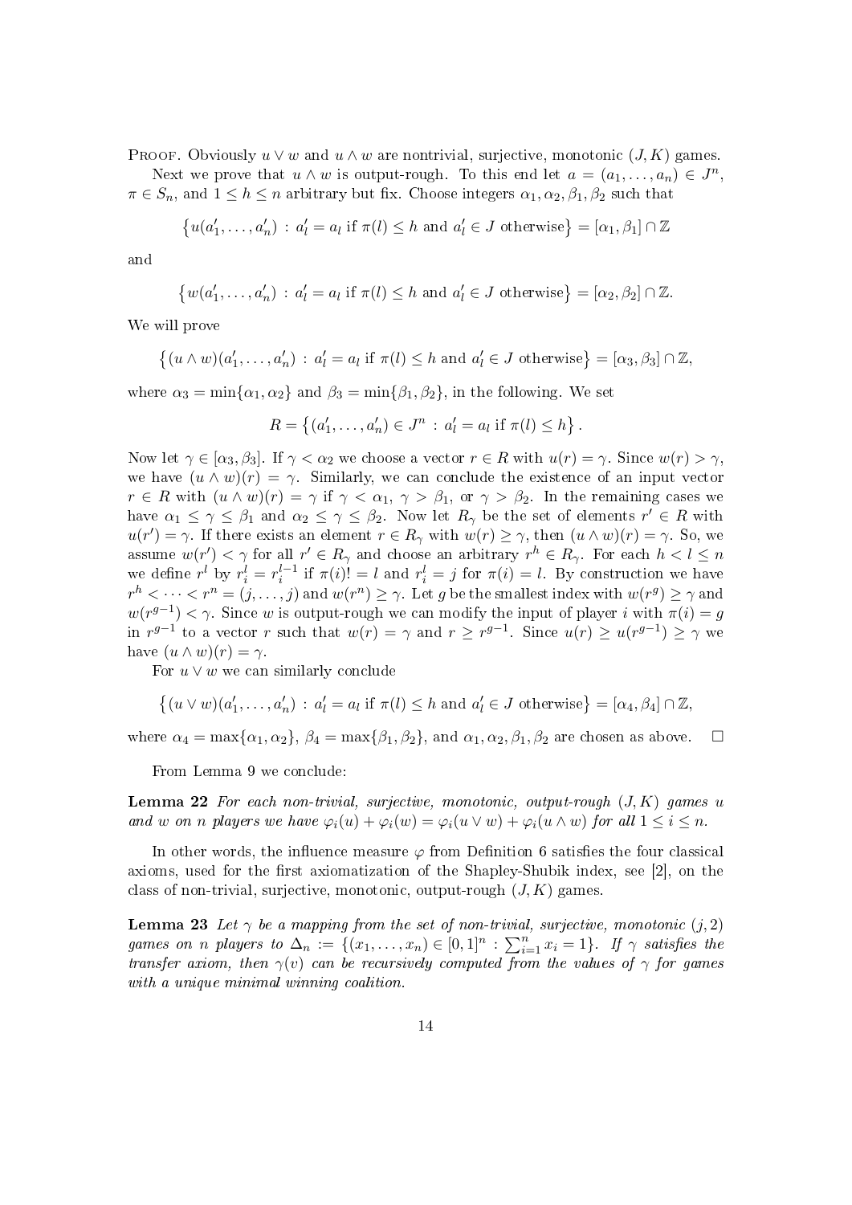Proof. Obviously $u \vee w$ and $u \wedge w$ are nontrivial, surjective, monotonic $(J, K)$ games.

Next we prove that $u \wedge w$ is output-rough. To this end let $a = (a_1, \dots, a_n) \in J^n$, $\pi \in S_n$, and $1 \le h \le n$ arbitrary but fix. Choose integers $\alpha_1, \alpha_2, \beta_1, \beta_2$ such that

$$\left\{u(a'_1, \dots, a'_n) \,:\, a'_l = a_l \text{ if } \pi(l) \le h \text{ and } a'_l \in J \text{ otherwise}\right\} = [\alpha_1, \beta_1] \cap \mathbb{Z}$$

and

$$\left\{w(a'_1, \dots, a'_n) \,:\, a'_l = a_l \text{ if } \pi(l) \le h \text{ and } a'_l \in J \text{ otherwise}\right\} = [\alpha_2, \beta_2] \cap \mathbb{Z}.$$

We will prove

$$\left\{(u \wedge w)(a'_1, \dots, a'_n) \,:\, a'_l = a_l \text{ if } \pi(l) \le h \text{ and } a'_l \in J \text{ otherwise}\right\} = [\alpha_3, \beta_3] \cap \mathbb{Z},$$

where $\alpha_3 = \min\{\alpha_1, \alpha_2\}$ and $\beta_3 = \min\{\beta_1, \beta_2\}$, in the following. We set

$$R = \left\{(a'_1, \dots, a'_n) \in J^n \,:\, a'_l = a_l \text{ if } \pi(l) \le h\right\}.$$

Now let $\gamma \in [\alpha_3, \beta_3]$. If $\gamma < \alpha_2$ we choose a vector $r \in R$ with $u(r) = \gamma$. Since $w(r) > \gamma$, we have $(u \wedge w)(r) = \gamma$. Similarly, we can conclude the existence of an input vector $r \in R$ with $(u \wedge w)(r) = \gamma$ if $\gamma < \alpha_1$, $\gamma > \beta_1$, or $\gamma > \beta_2$. In the remaining cases we have $\alpha_1 \le \gamma \le \beta_1$ and $\alpha_2 \le \gamma \le \beta_2$. Now let $R_\gamma$ be the set of elements $r' \in R$ with $u(r') = \gamma$. If there exists an element $r \in R_\gamma$ with $w(r) \ge \gamma$, then $(u \wedge w)(r) = \gamma$. So, we assume $w(r') < \gamma$ for all $r' \in R_\gamma$ and choose an arbitrary $r^h \in R_\gamma$. For each $h < l \le n$ we define $r^l$ by $r^l_i = r^{l-1}_i$ if $\pi(i)! = l$ and $r^l_i = j$ for $\pi(i) = l$. By construction we have $r^h < \dots < r^n = (j, \dots, j)$ and $w(r^n) \ge \gamma$. Let $g$ be the smallest index with $w(r^g) \ge \gamma$ and $w(r^{g-1}) < \gamma$. Since $w$ is output-rough we can modify the input of player $i$ with $\pi(i) = g$ in $r^{g-1}$ to a vector $r$ such that $w(r) = \gamma$ and $r \ge r^{g-1}$. Since $u(r) \ge u(r^{g-1}) \ge \gamma$ we have $(u \wedge w)(r) = \gamma$.

For $u \vee w$ we can similarly conclude

$$\left\{(u \vee w)(a'_1, \dots, a'_n) \,:\, a'_l = a_l \text{ if } \pi(l) \le h \text{ and } a'_l \in J \text{ otherwise}\right\} = [\alpha_4, \beta_4] \cap \mathbb{Z},$$

where $\alpha_4 = \max\{\alpha_1, \alpha_2\}$, $\beta_4 = \max\{\beta_1, \beta_2\}$, and $\alpha_1, \alpha_2, \beta_1, \beta_2$ are chosen as above. □

From Lemma 9 we conclude:

**Lemma 22** *For each non-trivial, surjective, monotonic, output-rough $(J, K)$ games $u$ and $w$ on $n$ players we have $\varphi_i(u) + \varphi_i(w) = \varphi_i(u \vee w) + \varphi_i(u \wedge w)$ for all $1 \le i \le n$.*

In other words, the influence measure $\varphi$ from Definition 6 satisfies the four classical axioms, used for the first axiomatization of the Shapley-Shubik index, see [2], on the class of non-trivial, surjective, monotonic, output-rough $(J, K)$ games.

**Lemma 23** *Let $\gamma$ be a mapping from the set of non-trivial, surjective, monotonic $(j, 2)$ games on $n$ players to $\Delta_n := \{(x_1, \dots, x_n) \in [0, 1]^n : \sum_{i=1}^n x_i = 1\}$. If $\gamma$ satisfies the transfer axiom, then $\gamma(v)$ can be recursively computed from the values of $\gamma$ for games with a unique minimal winning coalition.*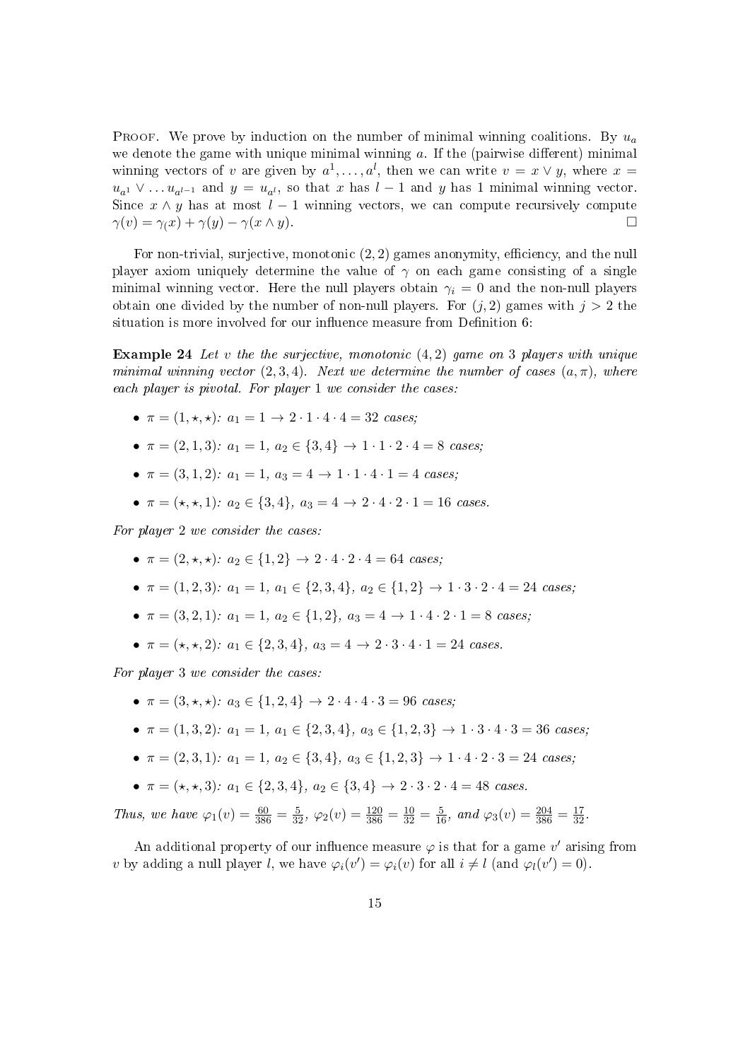PROOF. We prove by induction on the number of minimal winning coalitions. By $u_a$ we denote the game with unique minimal winning $a$. If the (pairwise different) minimal winning vectors of $v$ are given by $a^1, \dots, a^l$, then we can write $v = x \vee y$, where $x = u_{a^1} \vee \dots u_{a^{l-1}}$ and $y = u_{a^l}$, so that $x$ has $l-1$ and $y$ has 1 minimal winning vector. Since $x \wedge y$ has at most $l-1$ winning vectors, we can compute recursively compute $\gamma(v) = \gamma_(x) + \gamma(y) - \gamma(x \wedge y)$. □

For non-trivial, surjective, monotonic $(2,2)$ games anonymity, efficiency, and the null player axiom uniquely determine the value of $\gamma$ on each game consisting of a single minimal winning vector. Here the null players obtain $\gamma_i = 0$ and the non-null players obtain one divided by the number of non-null players. For $(j,2)$ games with $j > 2$ the situation is more involved for our influence measure from Definition 6:

**Example 24** *Let $v$ the the surjective, monotonic $(4,2)$ game on 3 players with unique minimal winning vector $(2,3,4)$. Next we determine the number of cases $(a, \pi)$, where each player is pivotal. For player 1 we consider the cases:*

- $\pi = (1, \star, \star)$*:* $a_1 = 1 \to 2 \cdot 1 \cdot 4 \cdot 4 = 32$ *cases;*
- $\pi = (2,1,3)$*:* $a_1 = 1$*,* $a_2 \in \{3,4\} \to 1 \cdot 1 \cdot 2 \cdot 4 = 8$ *cases;*
- $\pi = (3,1,2)$*:* $a_1 = 1$*,* $a_3 = 4 \to 1 \cdot 1 \cdot 4 \cdot 1 = 4$ *cases;*
- $\pi = (\star, \star, 1)$*:* $a_2 \in \{3,4\}$*,* $a_3 = 4 \to 2 \cdot 4 \cdot 2 \cdot 1 = 16$ *cases.*

*For player 2 we consider the cases:*

- $\pi = (2, \star, \star)$*:* $a_2 \in \{1,2\} \to 2 \cdot 4 \cdot 2 \cdot 4 = 64$ *cases;*
- $\pi = (1,2,3)$*:* $a_1 = 1$*,* $a_1 \in \{2,3,4\}$*,* $a_2 \in \{1,2\} \to 1 \cdot 3 \cdot 2 \cdot 4 = 24$ *cases;*
- $\pi = (3,2,1)$*:* $a_1 = 1$*,* $a_2 \in \{1,2\}$*,* $a_3 = 4 \to 1 \cdot 4 \cdot 2 \cdot 1 = 8$ *cases;*
- $\pi = (\star, \star, 2)$*:* $a_1 \in \{2,3,4\}$*,* $a_3 = 4 \to 2 \cdot 3 \cdot 4 \cdot 1 = 24$ *cases.*

*For player 3 we consider the cases:*

- $\pi = (3, \star, \star)$*:* $a_3 \in \{1,2,4\} \to 2 \cdot 4 \cdot 4 \cdot 3 = 96$ *cases;*
- $\pi = (1,3,2)$*:* $a_1 = 1$*,* $a_1 \in \{2,3,4\}$*,* $a_3 \in \{1,2,3\} \to 1 \cdot 3 \cdot 4 \cdot 3 = 36$ *cases;*
- $\pi = (2,3,1)$*:* $a_1 = 1$*,* $a_2 \in \{3,4\}$*,* $a_3 \in \{1,2,3\} \to 1 \cdot 4 \cdot 2 \cdot 3 = 24$ *cases;*
- $\pi = (\star, \star, 3)$*:* $a_1 \in \{2,3,4\}$*,* $a_2 \in \{3,4\} \to 2 \cdot 3 \cdot 2 \cdot 4 = 48$ *cases.*

*Thus, we have* $\varphi_1(v) = \frac{60}{386} = \frac{5}{32}$*,* $\varphi_2(v) = \frac{120}{386} = \frac{10}{32} = \frac{5}{16}$*, and* $\varphi_3(v) = \frac{204}{386} = \frac{17}{32}$*.*

An additional property of our influence measure $\varphi$ is that for a game $v'$ arising from $v$ by adding a null player $l$, we have $\varphi_i(v') = \varphi_i(v)$ for all $i \neq l$ (and $\varphi_l(v') = 0$).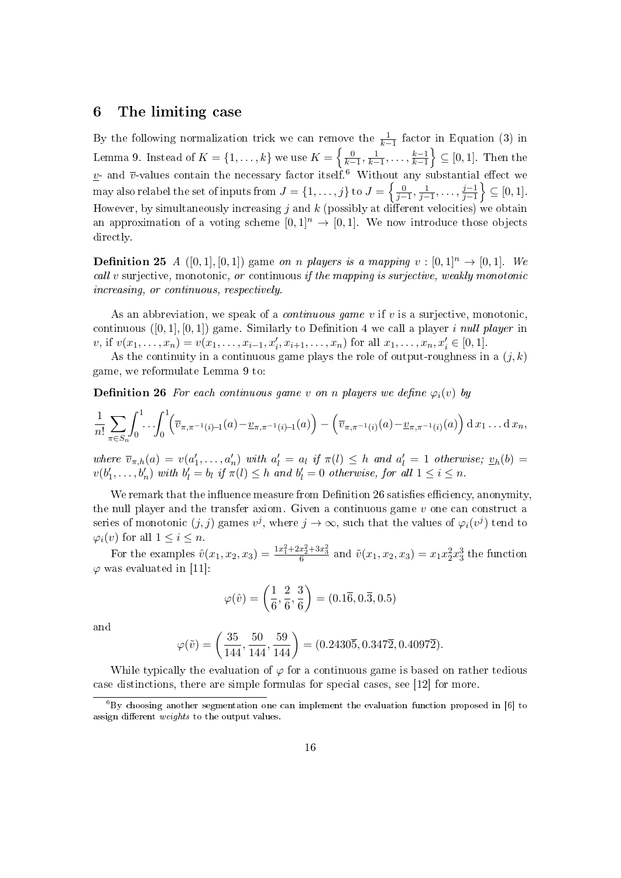## 6 The limiting case

By the following normalization trick we can remove the $\frac{1}{k-1}$ factor in Equation (3) in Lemma 9. Instead of $K = \{1, \ldots, k\}$ we use $K = \left\{\frac{0}{k-1}, \frac{1}{k-1}, \ldots, \frac{k-1}{k-1}\right\} \subseteq [0,1]$. Then the $\underline{v}$- and $\overline{v}$-values contain the necessary factor itself.[6] Without any substantial effect we may also relabel the set of inputs from $J = \{1, \ldots, j\}$ to $J = \left\{\frac{0}{j-1}, \frac{1}{j-1}, \ldots, \frac{j-1}{j-1}\right\} \subseteq [0,1]$. However, by simultaneously increasing $j$ and $k$ (possibly at different velocities) we obtain an approximation of a voting scheme $[0,1]^n \to [0,1]$. We now introduce those objects directly.

**Definition 25** *A* $([0,1],[0,1])$ *game on* $n$ *players is a mapping* $v : [0,1]^n \to [0,1]$. *We call* $v$ surjective, monotonic, *or* continuous *if the mapping is surjective, weakly monotonic increasing, or continuous, respectively.*

As an abbreviation, we speak of a *continuous game* $v$ if $v$ is a surjective, monotonic, continuous $([0,1],[0,1])$ game. Similarly to Definition 4 we call a player $i$ *null player* in $v$, if $v(x_1, \ldots, x_n) = v(x_1, \ldots, x_{i-1}, x_i', x_{i+1}, \ldots, x_n)$ for all $x_1, \ldots, x_n, x_i' \in [0,1]$.

As the continuity in a continuous game plays the role of output-roughness in a $(j,k)$ game, we reformulate Lemma 9 to:

**Definition 26** *For each continuous game* $v$ *on* $n$ *players we define* $\varphi_i(v)$ *by*

$$\frac{1}{n!}\sum_{\pi \in S_n}\int_0^1 \!\!\ldots\!\int_0^1 \Big(\overline{v}_{\pi,\pi^{-1}(i)-1}(a) - \underline{v}_{\pi,\pi^{-1}(i)-1}(a)\Big) - \Big(\overline{v}_{\pi,\pi^{-1}(i)}(a) - \underline{v}_{\pi,\pi^{-1}(i)}(a)\Big)\,\mathrm{d}\,x_1 \ldots \mathrm{d}\,x_n,$$

*where* $\overline{v}_{\pi,h}(a) = v(a_1', \ldots, a_n')$ *with* $a_l' = a_l$ *if* $\pi(l) \le h$ *and* $a_l' = 1$ *otherwise;* $\underline{v}_h(b) = v(b_1', \ldots, b_n')$ *with* $b_l' = b_l$ *if* $\pi(l) \le h$ *and* $b_l' = 0$ *otherwise, for all* $1 \le i \le n$.

We remark that the influence measure from Definition 26 satisfies efficiency, anonymity, the null player and the transfer axiom. Given a continuous game $v$ one can construct a series of monotonic $(j,j)$ games $v^j$, where $j \to \infty$, such that the values of $\varphi_i(v^j)$ tend to $\varphi_i(v)$ for all $1 \le i \le n$.

For the examples $\hat{v}(x_1, x_2, x_3) = \frac{1x_1^2 + 2x_2^2 + 3x_3^2}{6}$ and $\tilde{v}(x_1, x_2, x_3) = x_1 x_2^2 x_3^3$ the function $\varphi$ was evaluated in [11]:

$$\varphi(\hat{v}) = \left(\frac{1}{6}, \frac{2}{6}, \frac{3}{6}\right) = (0.1\overline{6}, 0.\overline{3}, 0.5)$$

and

$$\varphi(\tilde{v}) = \left(\frac{35}{144}, \frac{50}{144}, \frac{59}{144}\right) = (0.2430\overline{5}, 0.347\overline{2}, 0.4097\overline{2}).$$

While typically the evaluation of $\varphi$ for a continuous game is based on rather tedious case distinctions, there are simple formulas for special cases, see [12] for more.

[6] By choosing another segmentation one can implement the evaluation function proposed in [6] to assign different *weights* to the output values.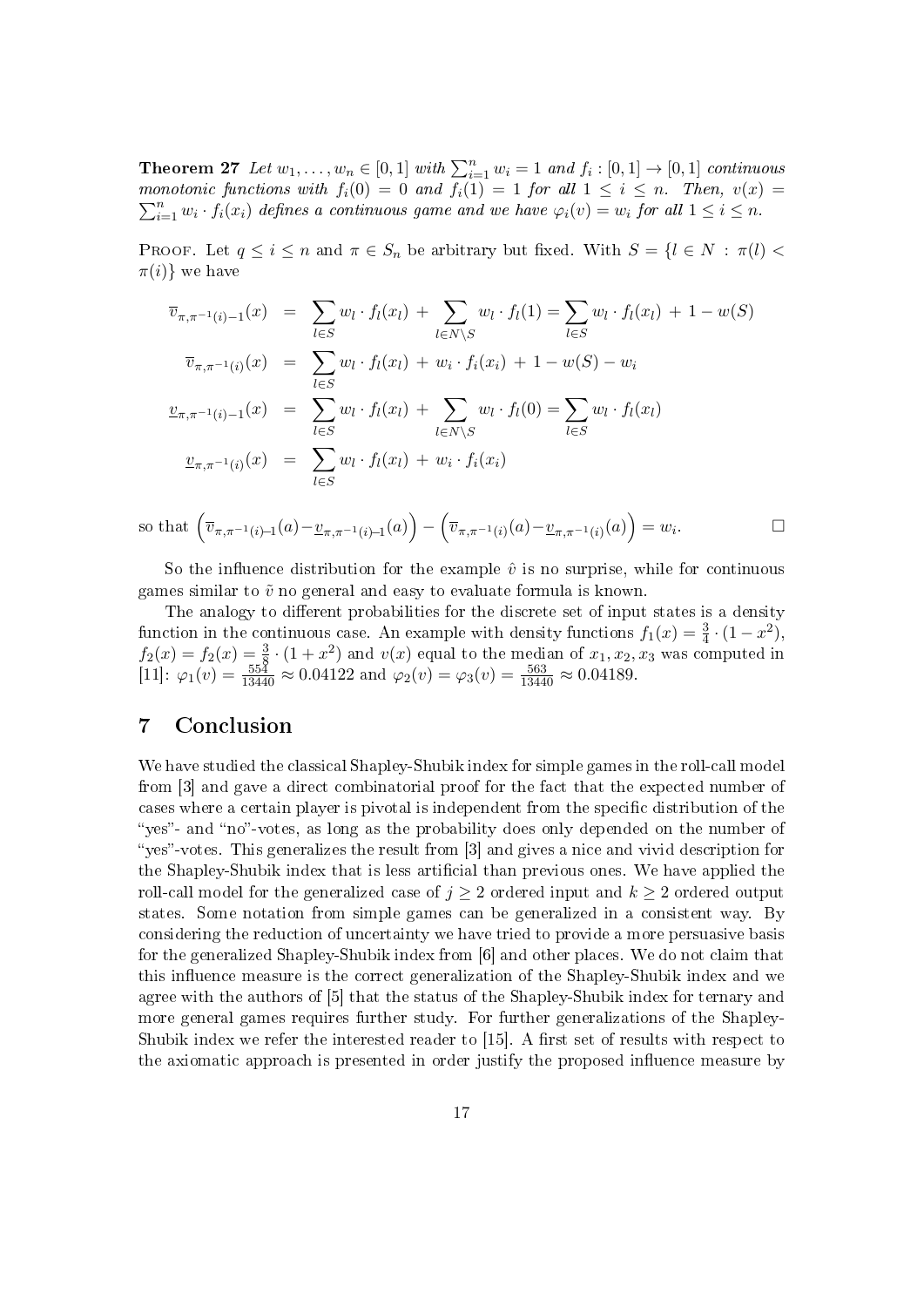**Theorem 27** *Let $w_1, \dots, w_n \in [0,1]$ with $\sum_{i=1}^{n} w_i = 1$ and $f_i : [0,1] \to [0,1]$ continuous monotonic functions with $f_i(0) = 0$ and $f_i(1) = 1$ for all $1 \le i \le n$. Then, $v(x) = \sum_{i=1}^{n} w_i \cdot f_i(x_i)$ defines a continuous game and we have $\varphi_i(v) = w_i$ for all $1 \le i \le n$.*

Proof. Let $q \le i \le n$ and $\pi \in S_n$ be arbitrary but fixed. With $S = \{l \in N : \pi(l) < \pi(i)\}$ we have

$$
\begin{aligned}
\overline{v}_{\pi,\pi^{-1}(i)-1}(x) &= \sum_{l \in S} w_l \cdot f_l(x_l) + \sum_{l \in N \backslash S} w_l \cdot f_l(1) = \sum_{l \in S} w_l \cdot f_l(x_l) + 1 - w(S) \\
\overline{v}_{\pi,\pi^{-1}(i)}(x) &= \sum_{l \in S} w_l \cdot f_l(x_l) + w_i \cdot f_i(x_i) + 1 - w(S) - w_i \\
\underline{v}_{\pi,\pi^{-1}(i)-1}(x) &= \sum_{l \in S} w_l \cdot f_l(x_l) + \sum_{l \in N \backslash S} w_l \cdot f_l(0) = \sum_{l \in S} w_l \cdot f_l(x_l) \\
\underline{v}_{\pi,\pi^{-1}(i)}(x) &= \sum_{l \in S} w_l \cdot f_l(x_l) + w_i \cdot f_i(x_i)
\end{aligned}
$$

so that $\left(\overline{v}_{\pi,\pi^{-1}(i)-1}(a) - \underline{v}_{\pi,\pi^{-1}(i)-1}(a)\right) - \left(\overline{v}_{\pi,\pi^{-1}(i)}(a) - \underline{v}_{\pi,\pi^{-1}(i)}(a)\right) = w_i$. □

So the influence distribution for the example $\hat{v}$ is no surprise, while for continuous games similar to $\tilde{v}$ no general and easy to evaluate formula is known.

The analogy to different probabilities for the discrete set of input states is a density function in the continuous case. An example with density functions $f_1(x) = \frac{3}{4} \cdot (1 - x^2)$, $f_2(x) = f_2(x) = \frac{3}{8} \cdot (1 + x^2)$ and $v(x)$ equal to the median of $x_1, x_2, x_3$ was computed in [11]: $\varphi_1(v) = \frac{554}{13440} \approx 0.04122$ and $\varphi_2(v) = \varphi_3(v) = \frac{563}{13440} \approx 0.04189$.

## 7 Conclusion

We have studied the classical Shapley-Shubik index for simple games in the roll-call model from [3] and gave a direct combinatorial proof for the fact that the expected number of cases where a certain player is pivotal is independent from the specific distribution of the "yes"- and "no"-votes, as long as the probability does only depended on the number of "yes"-votes. This generalizes the result from [3] and gives a nice and vivid description for the Shapley-Shubik index that is less artificial than previous ones. We have applied the roll-call model for the generalized case of $j \ge 2$ ordered input and $k \ge 2$ ordered output states. Some notation from simple games can be generalized in a consistent way. By considering the reduction of uncertainty we have tried to provide a more persuasive basis for the generalized Shapley-Shubik index from [6] and other places. We do not claim that this influence measure is the correct generalization of the Shapley-Shubik index and we agree with the authors of [5] that the status of the Shapley-Shubik index for ternary and more general games requires further study. For further generalizations of the Shapley-Shubik index we refer the interested reader to [15]. A first set of results with respect to the axiomatic approach is presented in order justify the proposed influence measure by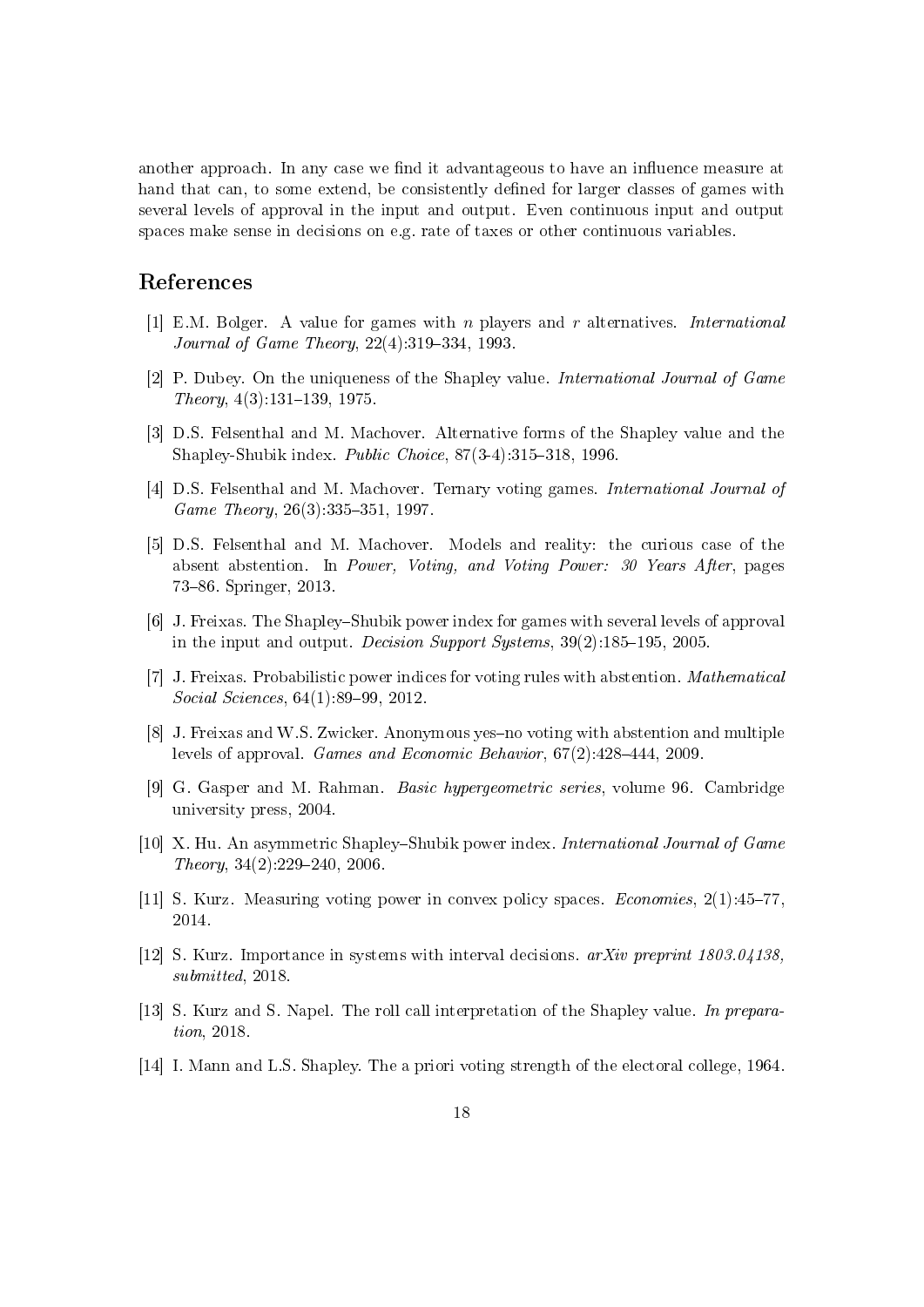another approach. In any case we find it advantageous to have an influence measure at hand that can, to some extend, be consistently defined for larger classes of games with several levels of approval in the input and output. Even continuous input and output spaces make sense in decisions on e.g. rate of taxes or other continuous variables.

## References

[1] E.M. Bolger. A value for games with $n$ players and $r$ alternatives. *International Journal of Game Theory*, 22(4):319–334, 1993.

[2] P. Dubey. On the uniqueness of the Shapley value. *International Journal of Game Theory*, 4(3):131–139, 1975.

[3] D.S. Felsenthal and M. Machover. Alternative forms of the Shapley value and the Shapley-Shubik index. *Public Choice*, 87(3-4):315–318, 1996.

[4] D.S. Felsenthal and M. Machover. Ternary voting games. *International Journal of Game Theory*, 26(3):335–351, 1997.

[5] D.S. Felsenthal and M. Machover. Models and reality: the curious case of the absent abstention. In *Power, Voting, and Voting Power: 30 Years After*, pages 73–86. Springer, 2013.

[6] J. Freixas. The Shapley–Shubik power index for games with several levels of approval in the input and output. *Decision Support Systems*, 39(2):185–195, 2005.

[7] J. Freixas. Probabilistic power indices for voting rules with abstention. *Mathematical Social Sciences*, 64(1):89–99, 2012.

[8] J. Freixas and W.S. Zwicker. Anonymous yes–no voting with abstention and multiple levels of approval. *Games and Economic Behavior*, 67(2):428–444, 2009.

[9] G. Gasper and M. Rahman. *Basic hypergeometric series*, volume 96. Cambridge university press, 2004.

[10] X. Hu. An asymmetric Shapley–Shubik power index. *International Journal of Game Theory*, 34(2):229–240, 2006.

[11] S. Kurz. Measuring voting power in convex policy spaces. *Economies*, 2(1):45–77, 2014.

[12] S. Kurz. Importance in systems with interval decisions. *arXiv preprint 1803.04138, submitted*, 2018.

[13] S. Kurz and S. Napel. The roll call interpretation of the Shapley value. *In preparation*, 2018.

[14] I. Mann and L.S. Shapley. The a priori voting strength of the electoral college, 1964.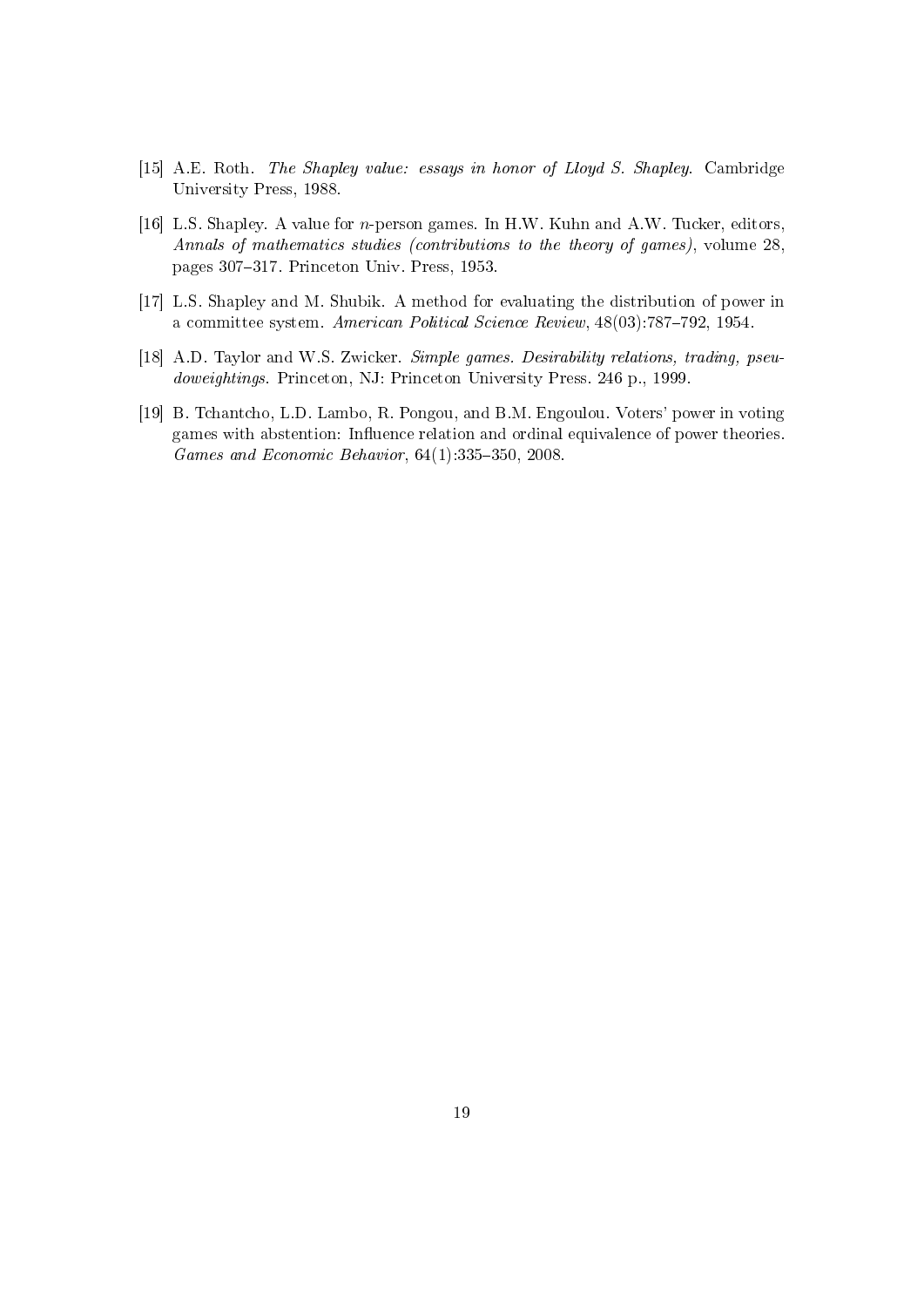[15] A.E. Roth. *The Shapley value: essays in honor of Lloyd S. Shapley.* Cambridge University Press, 1988.

[16] L.S. Shapley. A value for $n$-person games. In H.W. Kuhn and A.W. Tucker, editors, *Annals of mathematics studies (contributions to the theory of games)*, volume 28, pages 307–317. Princeton Univ. Press, 1953.

[17] L.S. Shapley and M. Shubik. A method for evaluating the distribution of power in a committee system. *American Political Science Review*, 48(03):787–792, 1954.

[18] A.D. Taylor and W.S. Zwicker. *Simple games. Desirability relations, trading, pseudoweightings.* Princeton, NJ: Princeton University Press. 246 p., 1999.

[19] B. Tchantcho, L.D. Lambo, R. Pongou, and B.M. Engoulou. Voters' power in voting games with abstention: Influence relation and ordinal equivalence of power theories. *Games and Economic Behavior*, 64(1):335–350, 2008.